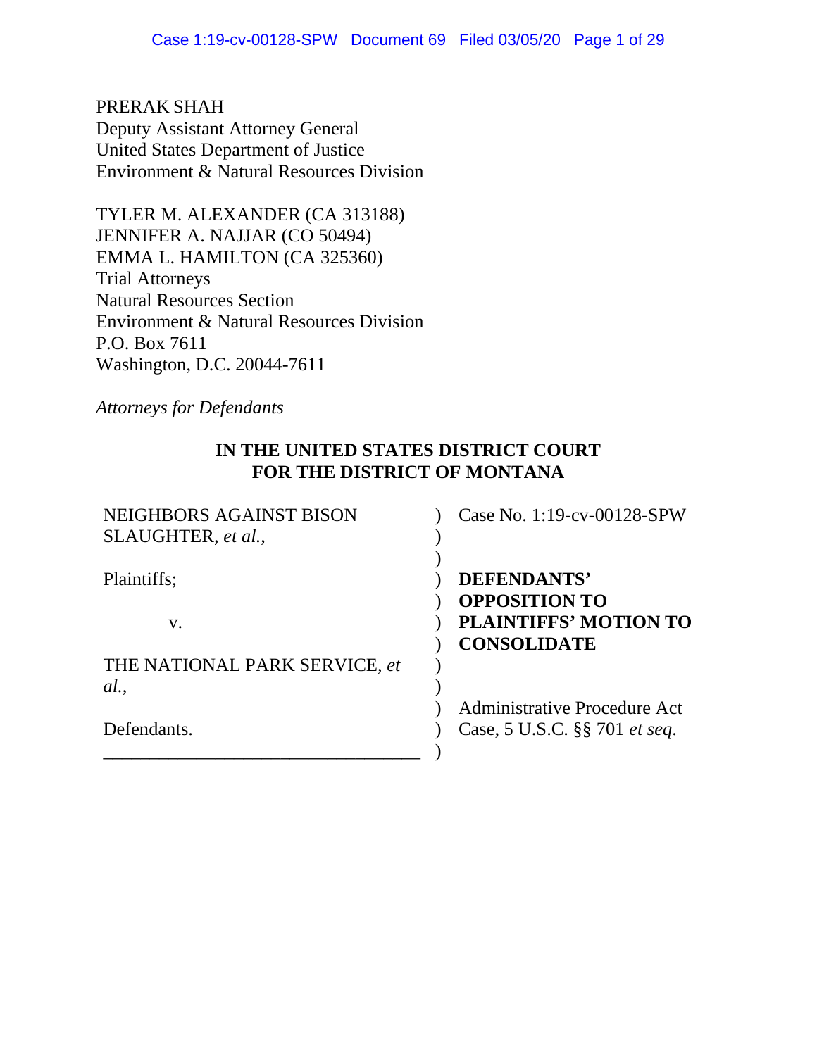PRERAK SHAH
Deputy Assistant Attorney General
United States Department of Justice
Environment & Natural Resources Division

TYLER M. ALEXANDER (CA 313188)
JENNIFER A. NAJJAR (CO 50494)
EMMA L. HAMILTON (CA 325360)
Trial Attorneys
Natural Resources Section
Environment & Natural Resources Division
P.O. Box 7611
Washington, D.C. 20044-7611

*Attorneys for Defendants*

**IN THE UNITED STATES DISTRICT COURT**
**FOR THE DISTRICT OF MONTANA**

| | | |
|---|---|---|
| NEIGHBORS AGAINST BISON SLAUGHTER, *et al.*, | ) | Case No. 1:19-cv-00128-SPW |
| | ) | |
| Plaintiffs; | ) | **DEFENDANTS' OPPOSITION TO PLAINTIFFS' MOTION TO CONSOLIDATE** |
| v. | ) | |
| THE NATIONAL PARK SERVICE, *et al.*, | ) | |
| | ) | Administrative Procedure Act Case, 5 U.S.C. §§ 701 *et seq.* |
| Defendants. | ) | |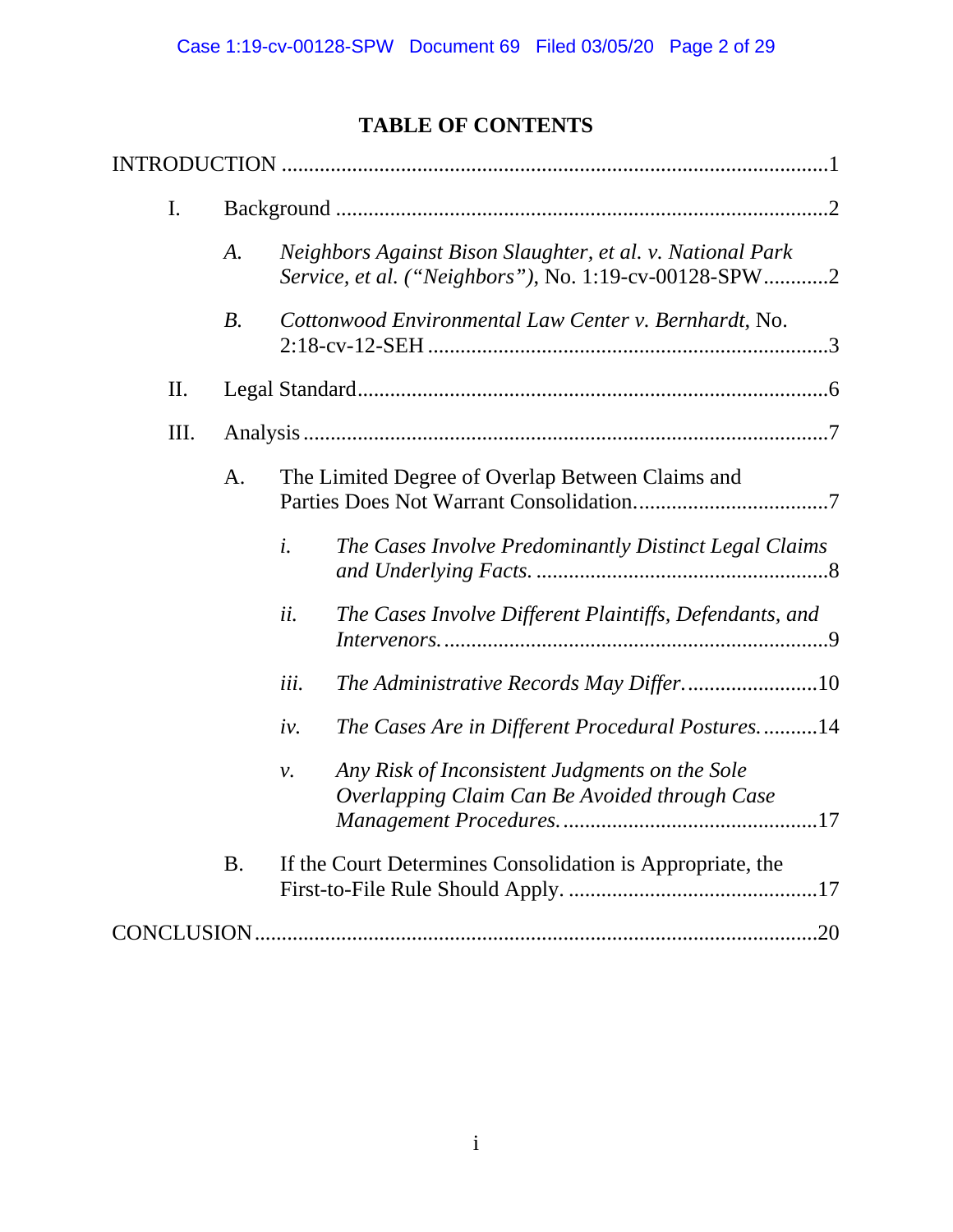# TABLE OF CONTENTS

INTRODUCTION ....................................................................................................1

- I. Background ..........................................................................................2
  - *A.* *Neighbors Against Bison Slaughter, et al. v. National Park Service, et al. ("Neighbors")*, No. 1:19-cv-00128-SPW............2
  - *B.* *Cottonwood Environmental Law Center v. Bernhardt*, No. 2:18-cv-12-SEH .........................................................................3
- II. Legal Standard.......................................................................................6
- III. Analysis .................................................................................................7
  - A. The Limited Degree of Overlap Between Claims and Parties Does Not Warrant Consolidation....................................7
    - *i.* *The Cases Involve Predominantly Distinct Legal Claims and Underlying Facts.* ......................................................8
    - *ii.* *The Cases Involve Different Plaintiffs, Defendants, and Intervenors.* .......................................................................9
    - *iii.* *The Administrative Records May Differ.* .........................10
    - *iv.* *The Cases Are in Different Procedural Postures.* ..........14
    - *v.* *Any Risk of Inconsistent Judgments on the Sole Overlapping Claim Can Be Avoided through Case Management Procedures.* ................................................17
  - B. If the Court Determines Consolidation is Appropriate, the First-to-File Rule Should Apply. ..............................................17

CONCLUSION.......................................................................................................20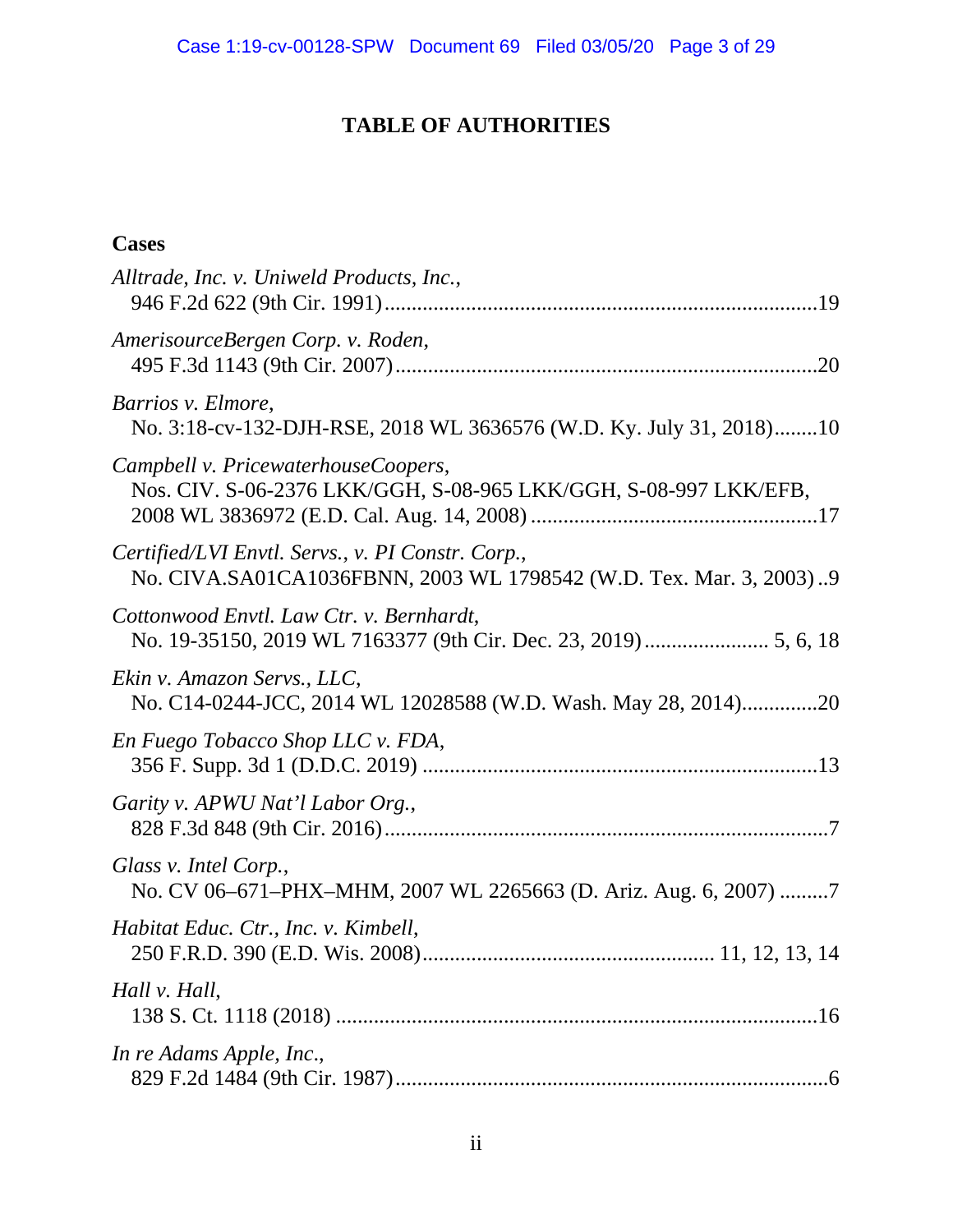# TABLE OF AUTHORITIES

## Cases

*Alltrade, Inc. v. Uniweld Products, Inc.*,
946 F.2d 622 (9th Cir. 1991)................................................................................19

*AmerisourceBergen Corp. v. Roden*,
495 F.3d 1143 (9th Cir. 2007)..............................................................................20

*Barrios v. Elmore*,
No. 3:18-cv-132-DJH-RSE, 2018 WL 3636576 (W.D. Ky. July 31, 2018)........10

*Campbell v. PricewaterhouseCoopers*,
Nos. CIV. S-06-2376 LKK/GGH, S-08-965 LKK/GGH, S-08-997 LKK/EFB,
2008 WL 3836972 (E.D. Cal. Aug. 14, 2008) ....................................................17

*Certified/LVI Envtl. Servs., v. PI Constr. Corp.*,
No. CIVA.SA01CA1036FBNN, 2003 WL 1798542 (W.D. Tex. Mar. 3, 2003) ..9

*Cottonwood Envtl. Law Ctr. v. Bernhardt*,
No. 19-35150, 2019 WL 7163377 (9th Cir. Dec. 23, 2019)...................... 5, 6, 18

*Ekin v. Amazon Servs., LLC*,
No. C14-0244-JCC, 2014 WL 12028588 (W.D. Wash. May 28, 2014)..............20

*En Fuego Tobacco Shop LLC v. FDA*,
356 F. Supp. 3d 1 (D.D.C. 2019) ........................................................................13

*Garity v. APWU Nat'l Labor Org.*,
828 F.3d 848 (9th Cir. 2016)..................................................................................7

*Glass v. Intel Corp.*,
No. CV 06–671–PHX–MHM, 2007 WL 2265663 (D. Ariz. Aug. 6, 2007) .........7

*Habitat Educ. Ctr., Inc. v. Kimbell*,
250 F.R.D. 390 (E.D. Wis. 2008)...................................................... 11, 12, 13, 14

*Hall v. Hall*,
138 S. Ct. 1118 (2018) .........................................................................................16

*In re Adams Apple, Inc.*,
829 F.2d 1484 (9th Cir. 1987)................................................................................6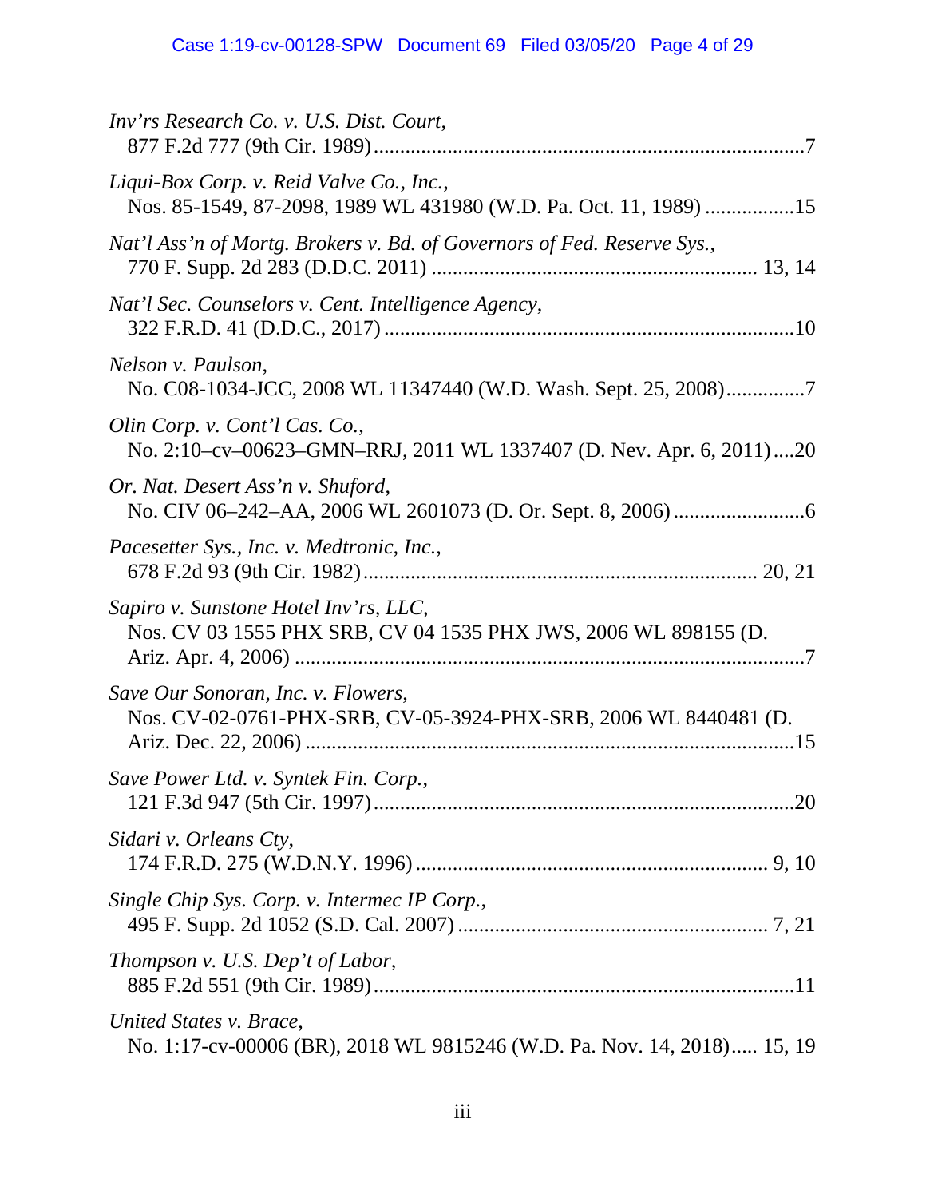*Inv'rs Research Co. v. U.S. Dist. Court*,
877 F.2d 777 (9th Cir. 1989)..................................................................................7

*Liqui-Box Corp. v. Reid Valve Co., Inc.*,
Nos. 85-1549, 87-2098, 1989 WL 431980 (W.D. Pa. Oct. 11, 1989) .................15

*Nat'l Ass'n of Mortg. Brokers v. Bd. of Governors of Fed. Reserve Sys.*,
770 F. Supp. 2d 283 (D.D.C. 2011) ............................................................ 13, 14

*Nat'l Sec. Counselors v. Cent. Intelligence Agency*,
322 F.R.D. 41 (D.D.C., 2017) .............................................................................10

*Nelson v. Paulson*,
No. C08-1034-JCC, 2008 WL 11347440 (W.D. Wash. Sept. 25, 2008)...............7

*Olin Corp. v. Cont'l Cas. Co.*,
No. 2:10–cv–00623–GMN–RRJ, 2011 WL 1337407 (D. Nev. Apr. 6, 2011)....20

*Or. Nat. Desert Ass'n v. Shuford*,
No. CIV 06–242–AA, 2006 WL 2601073 (D. Or. Sept. 8, 2006).........................6

*Pacesetter Sys., Inc. v. Medtronic, Inc.*,
678 F.2d 93 (9th Cir. 1982)......................................................................... 20, 21

*Sapiro v. Sunstone Hotel Inv'rs, LLC*,
Nos. CV 03 1555 PHX SRB, CV 04 1535 PHX JWS, 2006 WL 898155 (D. Ariz. Apr. 4, 2006) ................................................................................................7

*Save Our Sonoran, Inc. v. Flowers*,
Nos. CV-02-0761-PHX-SRB, CV-05-3924-PHX-SRB, 2006 WL 8440481 (D. Ariz. Dec. 22, 2006) ............................................................................................15

*Save Power Ltd. v. Syntek Fin. Corp.*,
121 F.3d 947 (5th Cir. 1997)................................................................................20

*Sidari v. Orleans Cty*,
174 F.R.D. 275 (W.D.N.Y. 1996) .................................................................. 9, 10

*Single Chip Sys. Corp. v. Intermec IP Corp.*,
495 F. Supp. 2d 1052 (S.D. Cal. 2007) .......................................................... 7, 21

*Thompson v. U.S. Dep't of Labor*,
885 F.2d 551 (9th Cir. 1989)................................................................................11

*United States v. Brace*,
No. 1:17-cv-00006 (BR), 2018 WL 9815246 (W.D. Pa. Nov. 14, 2018)..... 15, 19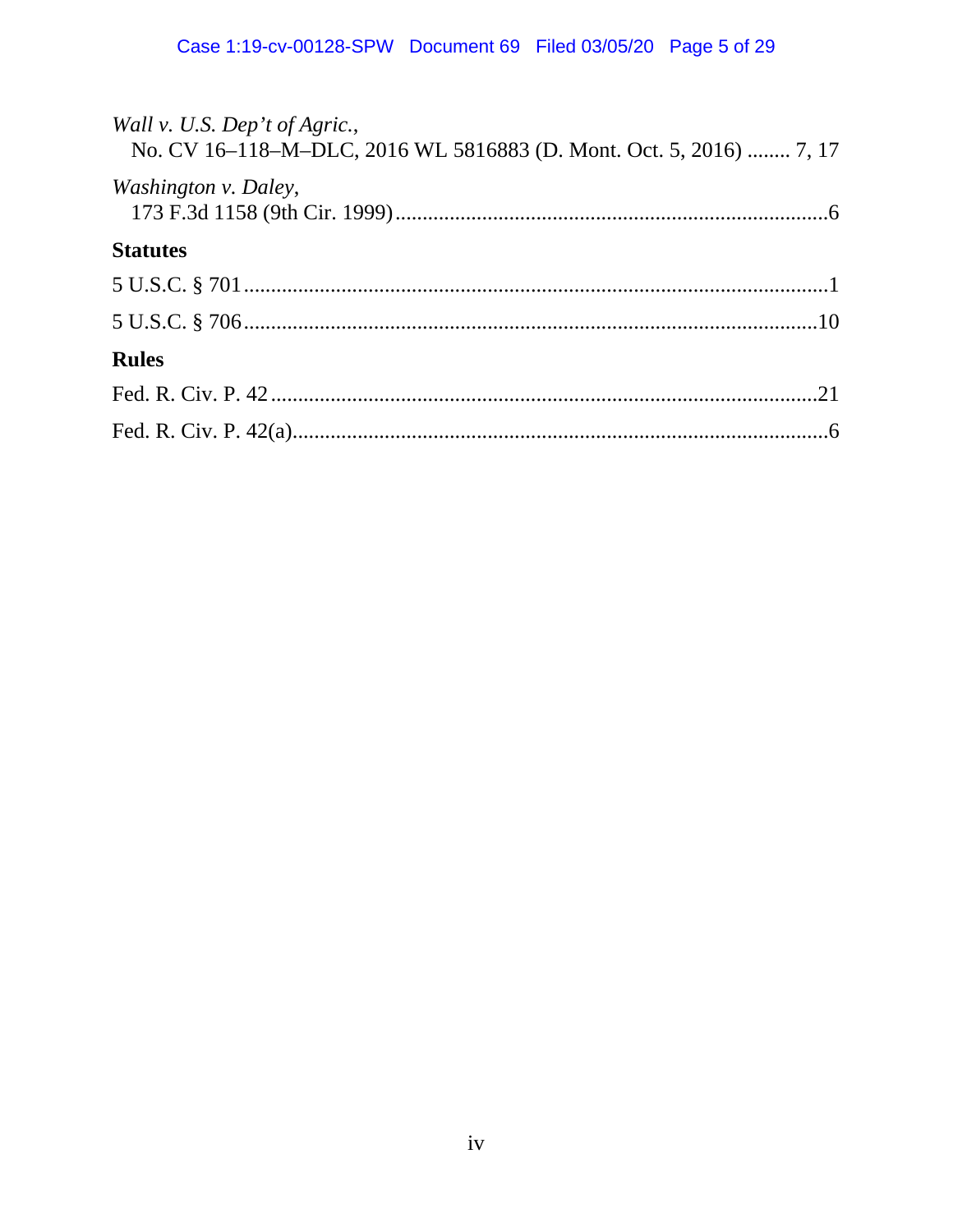*Wall v. U.S. Dep't of Agric.*,
No. CV 16–118–M–DLC, 2016 WL 5816883 (D. Mont. Oct. 5, 2016) ........ 7, 17

*Washington v. Daley*,
173 F.3d 1158 (9th Cir. 1999)................................................................................6

**Statutes**

5 U.S.C. § 701..........................................................................................................1

5 U.S.C. § 706........................................................................................................10

**Rules**

Fed. R. Civ. P. 42....................................................................................................21

Fed. R. Civ. P. 42(a)..................................................................................................6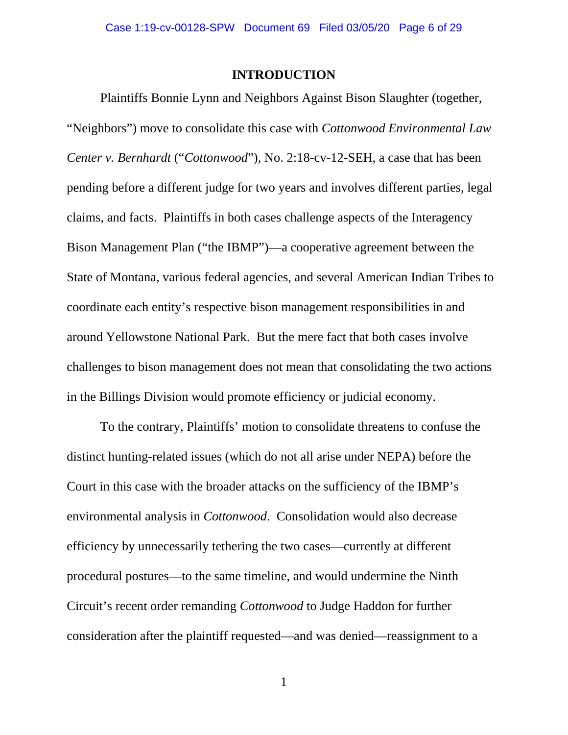## INTRODUCTION

Plaintiffs Bonnie Lynn and Neighbors Against Bison Slaughter (together, "Neighbors") move to consolidate this case with *Cottonwood Environmental Law Center v. Bernhardt* ("*Cottonwood*"), No. 2:18-cv-12-SEH, a case that has been pending before a different judge for two years and involves different parties, legal claims, and facts. Plaintiffs in both cases challenge aspects of the Interagency Bison Management Plan ("the IBMP")—a cooperative agreement between the State of Montana, various federal agencies, and several American Indian Tribes to coordinate each entity's respective bison management responsibilities in and around Yellowstone National Park. But the mere fact that both cases involve challenges to bison management does not mean that consolidating the two actions in the Billings Division would promote efficiency or judicial economy.

To the contrary, Plaintiffs' motion to consolidate threatens to confuse the distinct hunting-related issues (which do not all arise under NEPA) before the Court in this case with the broader attacks on the sufficiency of the IBMP's environmental analysis in *Cottonwood*. Consolidation would also decrease efficiency by unnecessarily tethering the two cases—currently at different procedural postures—to the same timeline, and would undermine the Ninth Circuit's recent order remanding *Cottonwood* to Judge Haddon for further consideration after the plaintiff requested—and was denied—reassignment to a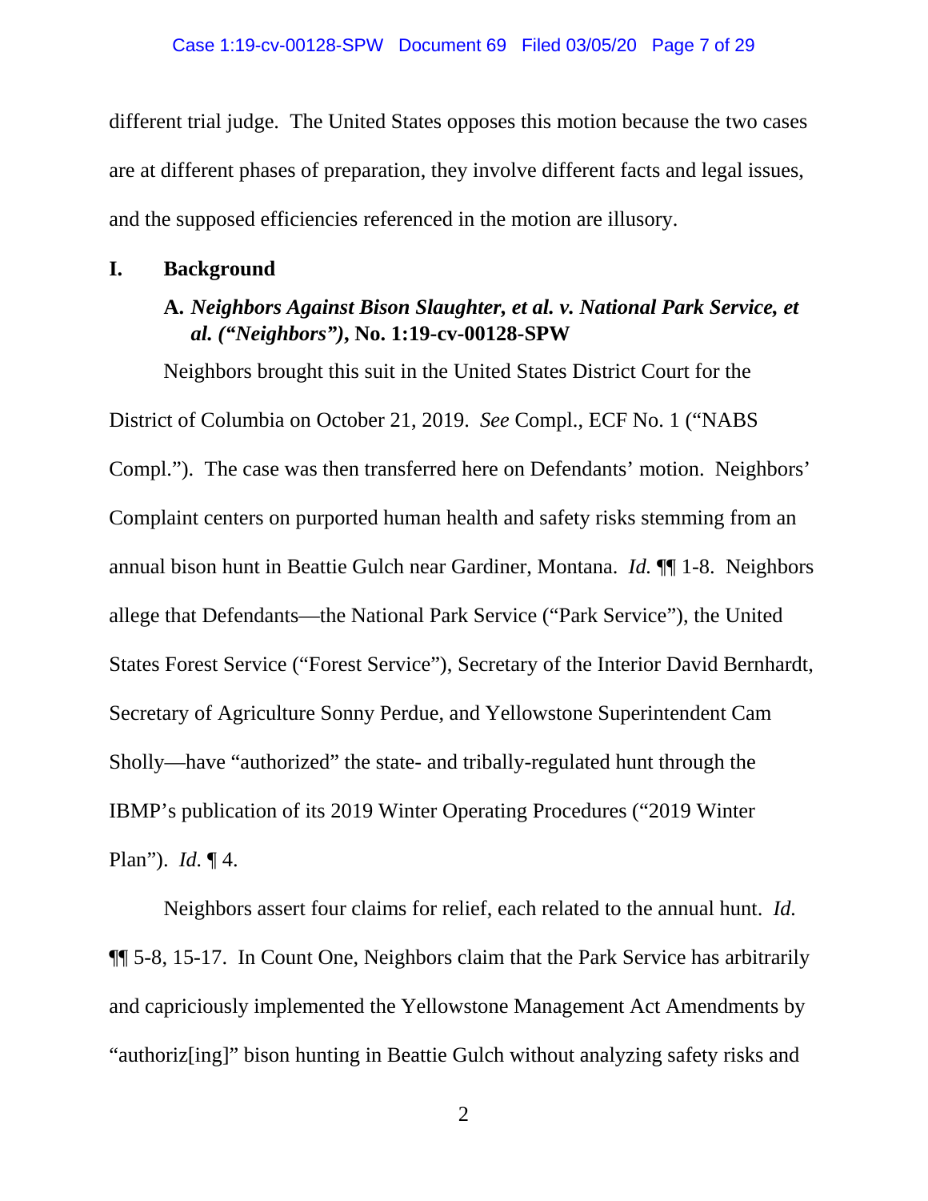different trial judge. The United States opposes this motion because the two cases are at different phases of preparation, they involve different facts and legal issues, and the supposed efficiencies referenced in the motion are illusory.

## I. Background

### A. *Neighbors Against Bison Slaughter, et al. v. National Park Service, et al.* (*"Neighbors")*, No. 1:19-cv-00128-SPW

Neighbors brought this suit in the United States District Court for the District of Columbia on October 21, 2019. *See* Compl., ECF No. 1 ("NABS Compl."). The case was then transferred here on Defendants' motion. Neighbors' Complaint centers on purported human health and safety risks stemming from an annual bison hunt in Beattie Gulch near Gardiner, Montana. *Id.* ¶¶ 1-8. Neighbors allege that Defendants—the National Park Service ("Park Service"), the United States Forest Service ("Forest Service"), Secretary of the Interior David Bernhardt, Secretary of Agriculture Sonny Perdue, and Yellowstone Superintendent Cam Sholly—have "authorized" the state- and tribally-regulated hunt through the IBMP's publication of its 2019 Winter Operating Procedures ("2019 Winter Plan"). *Id.* ¶ 4.

Neighbors assert four claims for relief, each related to the annual hunt. *Id.* ¶¶ 5-8, 15-17. In Count One, Neighbors claim that the Park Service has arbitrarily and capriciously implemented the Yellowstone Management Act Amendments by "authoriz[ing]" bison hunting in Beattie Gulch without analyzing safety risks and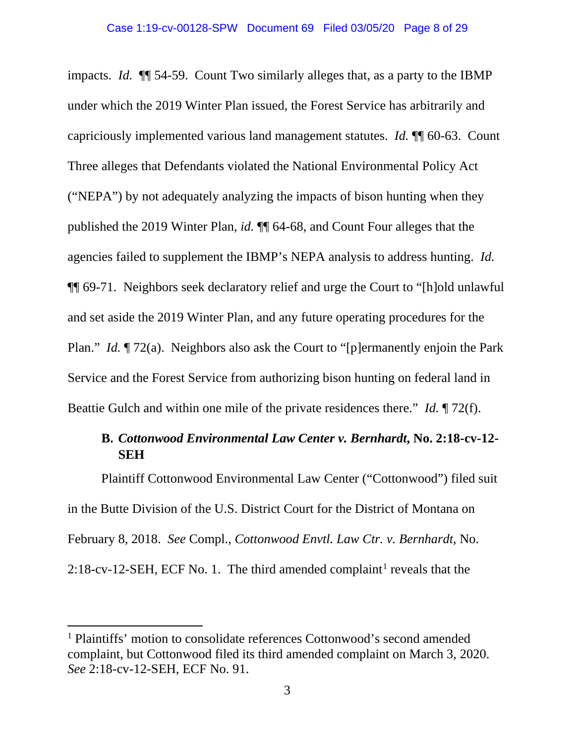impacts. *Id.* ¶¶ 54-59. Count Two similarly alleges that, as a party to the IBMP under which the 2019 Winter Plan issued, the Forest Service has arbitrarily and capriciously implemented various land management statutes. *Id.* ¶¶ 60-63. Count Three alleges that Defendants violated the National Environmental Policy Act ("NEPA") by not adequately analyzing the impacts of bison hunting when they published the 2019 Winter Plan, *id.* ¶¶ 64-68, and Count Four alleges that the agencies failed to supplement the IBMP's NEPA analysis to address hunting. *Id.* ¶¶ 69-71. Neighbors seek declaratory relief and urge the Court to "[h]old unlawful and set aside the 2019 Winter Plan, and any future operating procedures for the Plan." *Id.* ¶ 72(a). Neighbors also ask the Court to "[p]ermanently enjoin the Park Service and the Forest Service from authorizing bison hunting on federal land in Beattie Gulch and within one mile of the private residences there." *Id.* ¶ 72(f).

**B. *Cottonwood Environmental Law Center v. Bernhardt*, No. 2:18-cv-12-SEH**

Plaintiff Cottonwood Environmental Law Center ("Cottonwood") filed suit in the Butte Division of the U.S. District Court for the District of Montana on February 8, 2018. *See* Compl., *Cottonwood Envtl. Law Ctr. v. Bernhardt*, No. 2:18-cv-12-SEH, ECF No. 1. The third amended complaint[1] reveals that the

---

[1] Plaintiffs' motion to consolidate references Cottonwood's second amended complaint, but Cottonwood filed its third amended complaint on March 3, 2020. *See* 2:18-cv-12-SEH, ECF No. 91.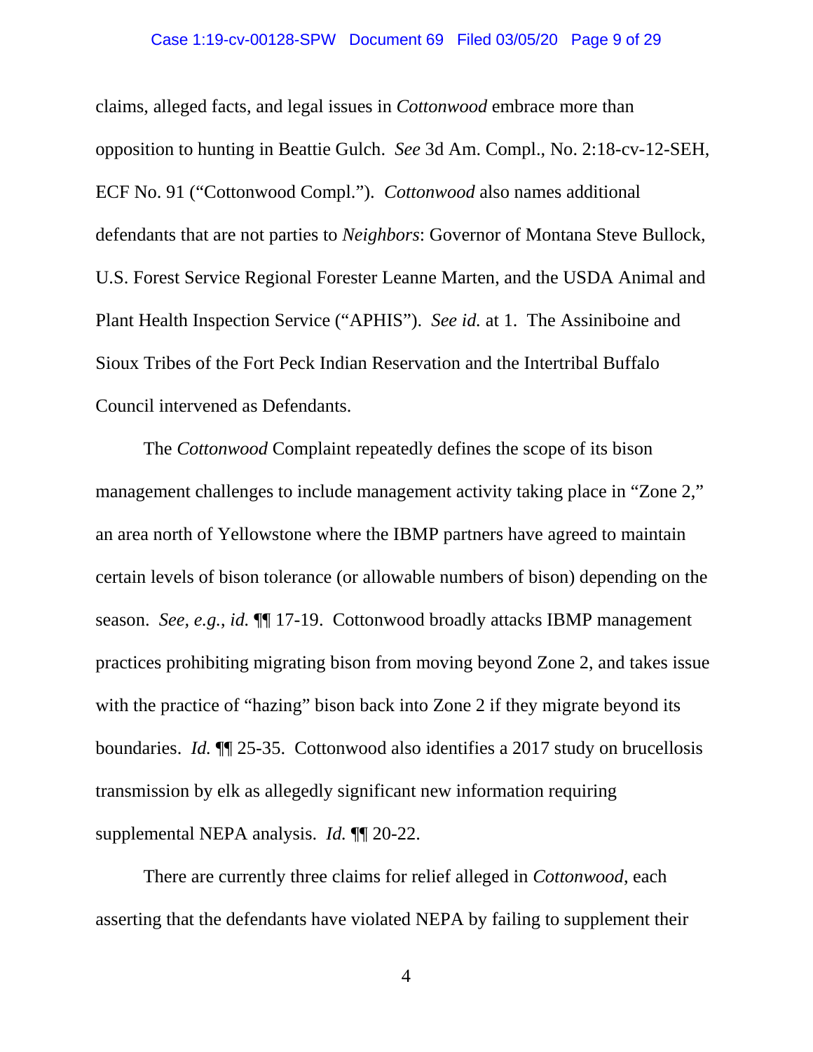claims, alleged facts, and legal issues in *Cottonwood* embrace more than opposition to hunting in Beattie Gulch. *See* 3d Am. Compl., No. 2:18-cv-12-SEH, ECF No. 91 ("Cottonwood Compl."). *Cottonwood* also names additional defendants that are not parties to *Neighbors*: Governor of Montana Steve Bullock, U.S. Forest Service Regional Forester Leanne Marten, and the USDA Animal and Plant Health Inspection Service ("APHIS"). *See id.* at 1. The Assiniboine and Sioux Tribes of the Fort Peck Indian Reservation and the Intertribal Buffalo Council intervened as Defendants.

The *Cottonwood* Complaint repeatedly defines the scope of its bison management challenges to include management activity taking place in "Zone 2," an area north of Yellowstone where the IBMP partners have agreed to maintain certain levels of bison tolerance (or allowable numbers of bison) depending on the season. *See, e.g.*, *id.* ¶¶ 17-19. Cottonwood broadly attacks IBMP management practices prohibiting migrating bison from moving beyond Zone 2, and takes issue with the practice of "hazing" bison back into Zone 2 if they migrate beyond its boundaries. *Id.* ¶¶ 25-35. Cottonwood also identifies a 2017 study on brucellosis transmission by elk as allegedly significant new information requiring supplemental NEPA analysis. *Id.* ¶¶ 20-22.

There are currently three claims for relief alleged in *Cottonwood*, each asserting that the defendants have violated NEPA by failing to supplement their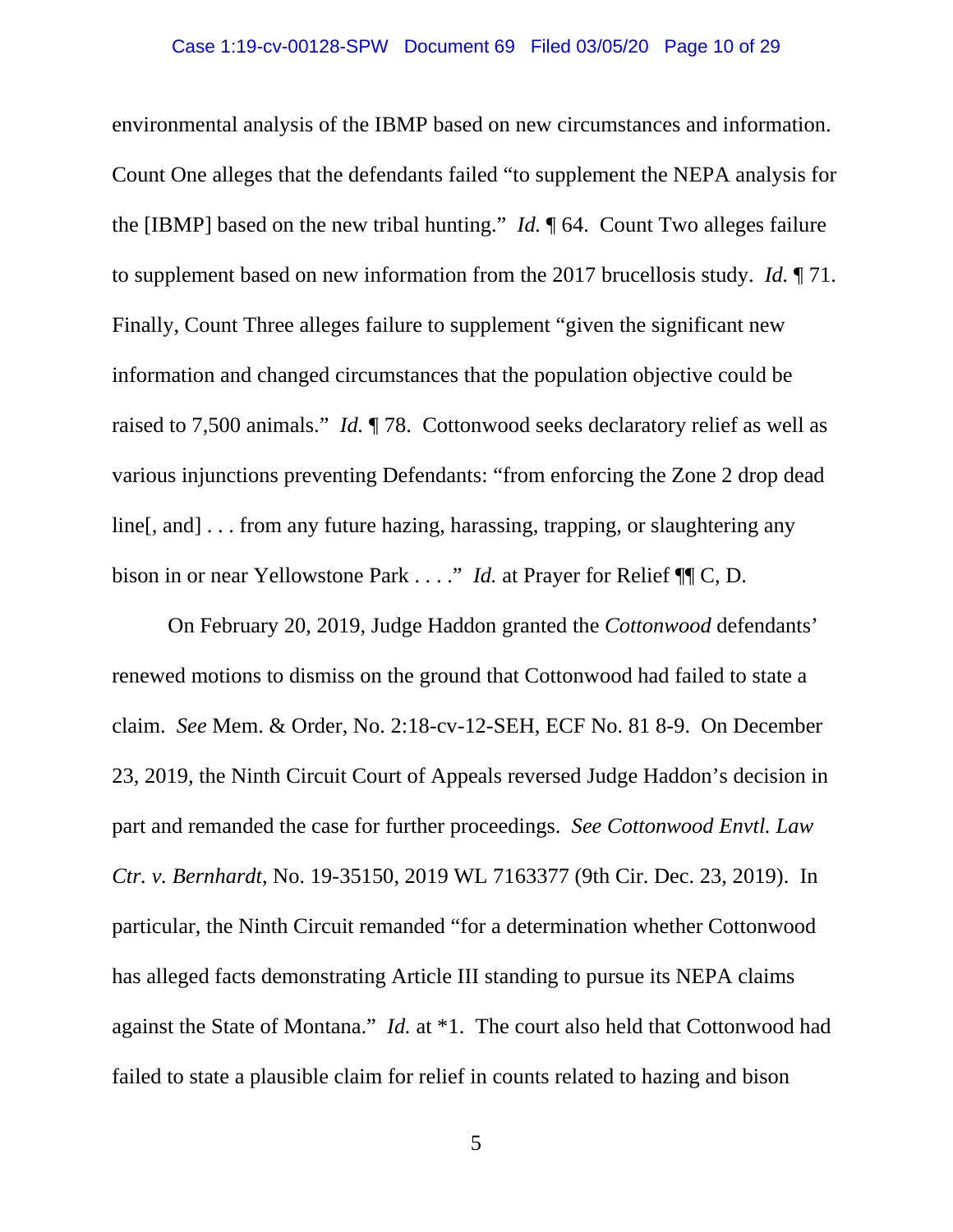environmental analysis of the IBMP based on new circumstances and information. Count One alleges that the defendants failed "to supplement the NEPA analysis for the [IBMP] based on the new tribal hunting." *Id.* ¶ 64. Count Two alleges failure to supplement based on new information from the 2017 brucellosis study. *Id.* ¶ 71. Finally, Count Three alleges failure to supplement "given the significant new information and changed circumstances that the population objective could be raised to 7,500 animals." *Id.* ¶ 78. Cottonwood seeks declaratory relief as well as various injunctions preventing Defendants: "from enforcing the Zone 2 drop dead line[, and] . . . from any future hazing, harassing, trapping, or slaughtering any bison in or near Yellowstone Park . . . ." *Id.* at Prayer for Relief ¶¶ C, D.

On February 20, 2019, Judge Haddon granted the *Cottonwood* defendants' renewed motions to dismiss on the ground that Cottonwood had failed to state a claim. *See* Mem. & Order, No. 2:18-cv-12-SEH, ECF No. 81 8-9. On December 23, 2019, the Ninth Circuit Court of Appeals reversed Judge Haddon's decision in part and remanded the case for further proceedings. *See Cottonwood Envtl. Law Ctr. v. Bernhardt*, No. 19-35150, 2019 WL 7163377 (9th Cir. Dec. 23, 2019). In particular, the Ninth Circuit remanded "for a determination whether Cottonwood has alleged facts demonstrating Article III standing to pursue its NEPA claims against the State of Montana." *Id.* at *1. The court also held that Cottonwood had failed to state a plausible claim for relief in counts related to hazing and bison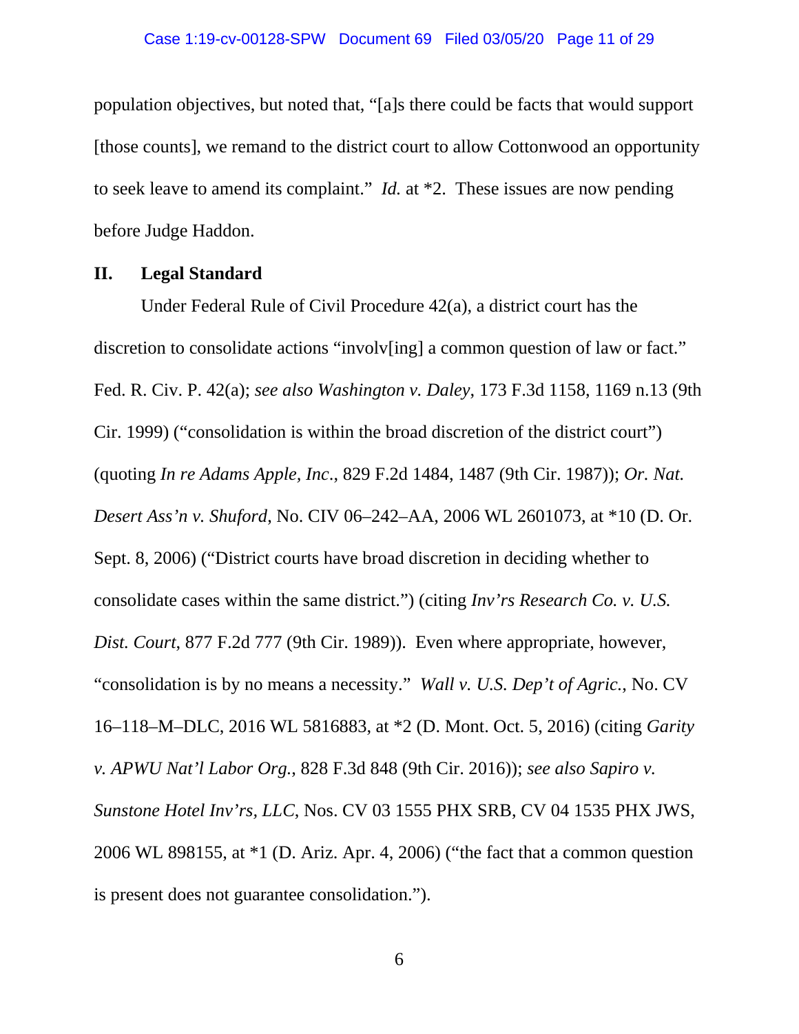population objectives, but noted that, "[a]s there could be facts that would support [those counts], we remand to the district court to allow Cottonwood an opportunity to seek leave to amend its complaint." *Id.* at *2. These issues are now pending before Judge Haddon.

## II. Legal Standard

Under Federal Rule of Civil Procedure 42(a), a district court has the discretion to consolidate actions "involv[ing] a common question of law or fact." Fed. R. Civ. P. 42(a); *see also Washington v. Daley*, 173 F.3d 1158, 1169 n.13 (9th Cir. 1999) ("consolidation is within the broad discretion of the district court") (quoting *In re Adams Apple, Inc.*, 829 F.2d 1484, 1487 (9th Cir. 1987)); *Or. Nat. Desert Ass'n v. Shuford*, No. CIV 06–242–AA, 2006 WL 2601073, at *10 (D. Or. Sept. 8, 2006) ("District courts have broad discretion in deciding whether to consolidate cases within the same district.") (citing *Inv'rs Research Co. v. U.S. Dist. Court*, 877 F.2d 777 (9th Cir. 1989)). Even where appropriate, however, "consolidation is by no means a necessity." *Wall v. U.S. Dep't of Agric.*, No. CV 16–118–M–DLC, 2016 WL 5816883, at *2 (D. Mont. Oct. 5, 2016) (citing *Garity v. APWU Nat'l Labor Org.*, 828 F.3d 848 (9th Cir. 2016)); *see also Sapiro v. Sunstone Hotel Inv'rs, LLC*, Nos. CV 03 1555 PHX SRB, CV 04 1535 PHX JWS, 2006 WL 898155, at *1 (D. Ariz. Apr. 4, 2006) ("the fact that a common question is present does not guarantee consolidation.").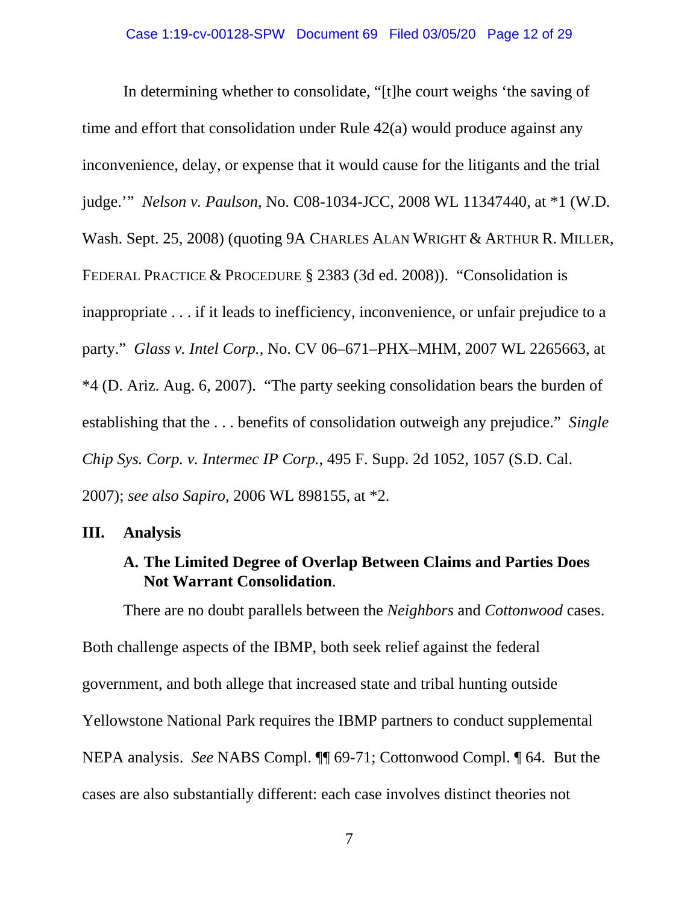In determining whether to consolidate, "[t]he court weighs 'the saving of time and effort that consolidation under Rule 42(a) would produce against any inconvenience, delay, or expense that it would cause for the litigants and the trial judge.'" *Nelson v. Paulson*, No. C08-1034-JCC, 2008 WL 11347440, at *1 (W.D. Wash. Sept. 25, 2008) (quoting 9A CHARLES ALAN WRIGHT & ARTHUR R. MILLER, FEDERAL PRACTICE & PROCEDURE § 2383 (3d ed. 2008)). "Consolidation is inappropriate . . . if it leads to inefficiency, inconvenience, or unfair prejudice to a party." *Glass v. Intel Corp.*, No. CV 06–671–PHX–MHM, 2007 WL 2265663, at *4 (D. Ariz. Aug. 6, 2007). "The party seeking consolidation bears the burden of establishing that the . . . benefits of consolidation outweigh any prejudice." *Single Chip Sys. Corp. v. Intermec IP Corp.*, 495 F. Supp. 2d 1052, 1057 (S.D. Cal. 2007); *see also Sapiro*, 2006 WL 898155, at *2.

## III. Analysis

### A. The Limited Degree of Overlap Between Claims and Parties Does Not Warrant Consolidation.

There are no doubt parallels between the *Neighbors* and *Cottonwood* cases. Both challenge aspects of the IBMP, both seek relief against the federal government, and both allege that increased state and tribal hunting outside Yellowstone National Park requires the IBMP partners to conduct supplemental NEPA analysis. *See* NABS Compl. ¶¶ 69-71; Cottonwood Compl. ¶ 64. But the cases are also substantially different: each case involves distinct theories not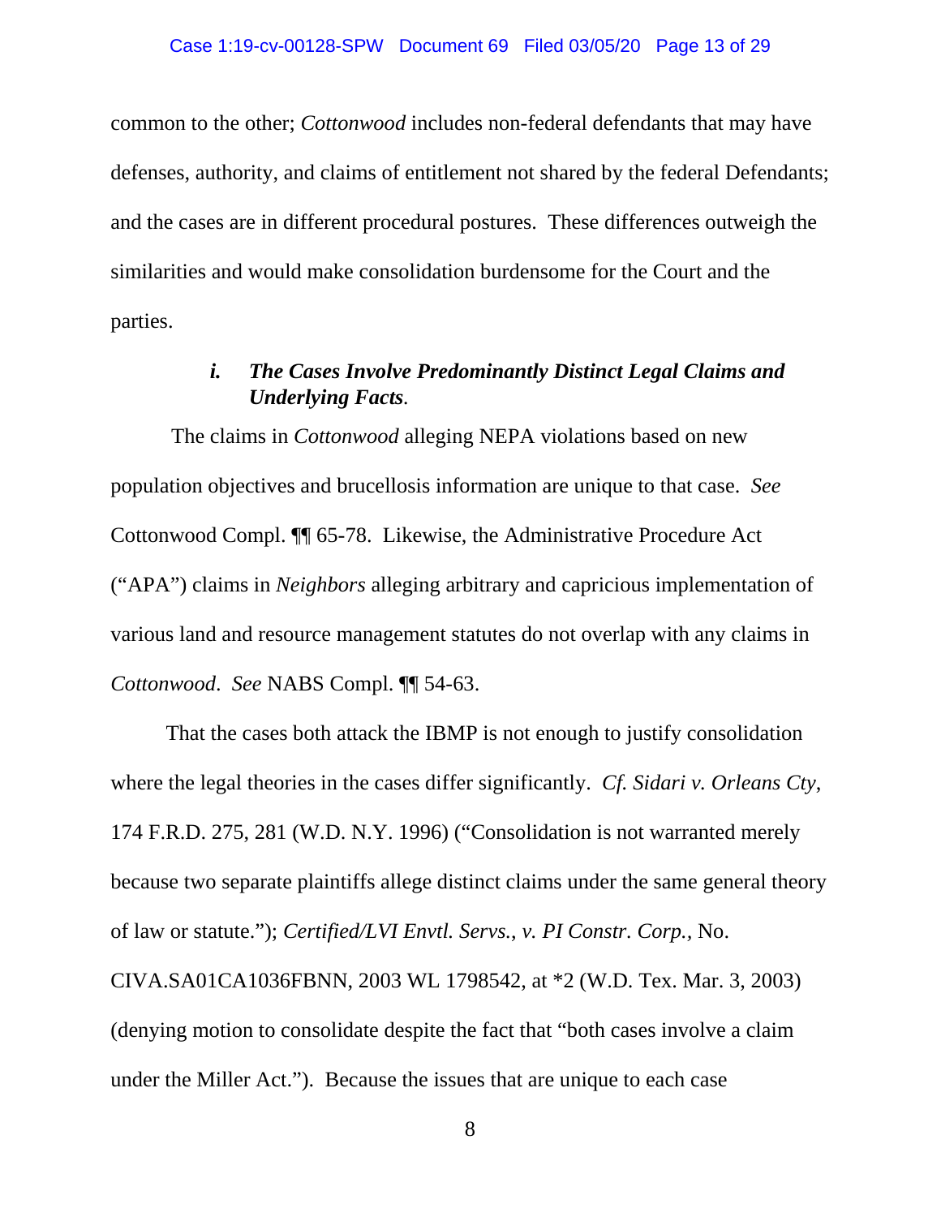common to the other; *Cottonwood* includes non-federal defendants that may have defenses, authority, and claims of entitlement not shared by the federal Defendants; and the cases are in different procedural postures. These differences outweigh the similarities and would make consolidation burdensome for the Court and the parties.

#### *i. The Cases Involve Predominantly Distinct Legal Claims and Underlying Facts.*

The claims in *Cottonwood* alleging NEPA violations based on new population objectives and brucellosis information are unique to that case. *See* Cottonwood Compl. ¶¶ 65-78. Likewise, the Administrative Procedure Act ("APA") claims in *Neighbors* alleging arbitrary and capricious implementation of various land and resource management statutes do not overlap with any claims in *Cottonwood*. *See* NABS Compl. ¶¶ 54-63.

That the cases both attack the IBMP is not enough to justify consolidation where the legal theories in the cases differ significantly. *Cf. Sidari v. Orleans Cty*, 174 F.R.D. 275, 281 (W.D. N.Y. 1996) ("Consolidation is not warranted merely because two separate plaintiffs allege distinct claims under the same general theory of law or statute."); *Certified/LVI Envtl. Servs., v. PI Constr. Corp.*, No. CIVA.SA01CA1036FBNN, 2003 WL 1798542, at *2 (W.D. Tex. Mar. 3, 2003) (denying motion to consolidate despite the fact that "both cases involve a claim under the Miller Act."). Because the issues that are unique to each case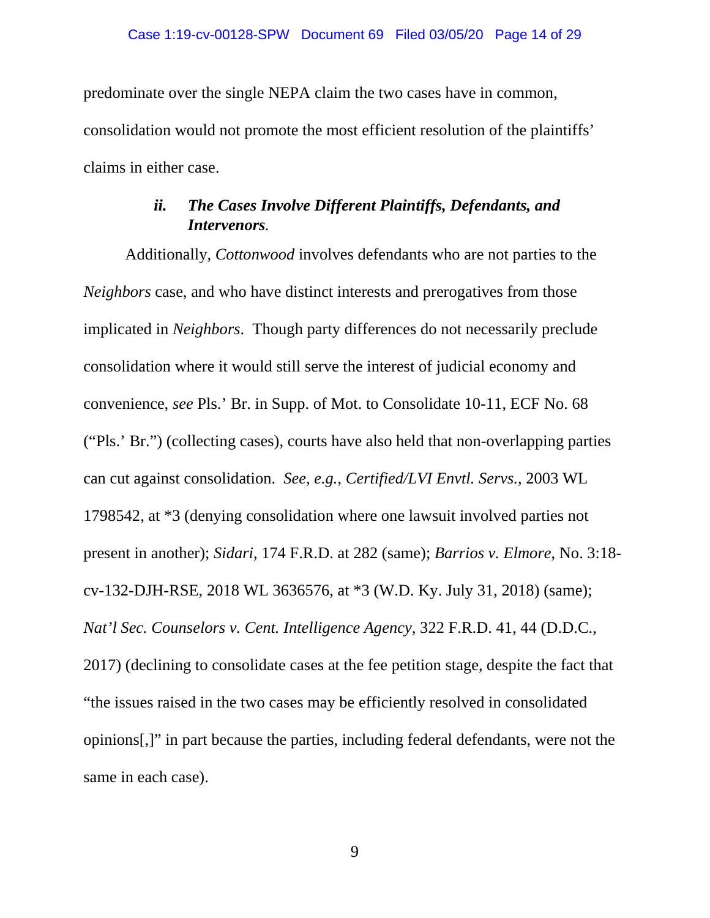predominate over the single NEPA claim the two cases have in common, consolidation would not promote the most efficient resolution of the plaintiffs' claims in either case.

### *ii. The Cases Involve Different Plaintiffs, Defendants, and Intervenors.*

Additionally, *Cottonwood* involves defendants who are not parties to the *Neighbors* case, and who have distinct interests and prerogatives from those implicated in *Neighbors*. Though party differences do not necessarily preclude consolidation where it would still serve the interest of judicial economy and convenience, *see* Pls.' Br. in Supp. of Mot. to Consolidate 10-11, ECF No. 68 ("Pls.' Br.") (collecting cases), courts have also held that non-overlapping parties can cut against consolidation. *See, e.g.*, *Certified/LVI Envtl. Servs.*, 2003 WL 1798542, at *3 (denying consolidation where one lawsuit involved parties not present in another); *Sidari*, 174 F.R.D. at 282 (same); *Barrios v. Elmore*, No. 3:18-cv-132-DJH-RSE, 2018 WL 3636576, at *3 (W.D. Ky. July 31, 2018) (same); *Nat'l Sec. Counselors v. Cent. Intelligence Agency*, 322 F.R.D. 41, 44 (D.D.C., 2017) (declining to consolidate cases at the fee petition stage, despite the fact that "the issues raised in the two cases may be efficiently resolved in consolidated opinions[,]" in part because the parties, including federal defendants, were not the same in each case).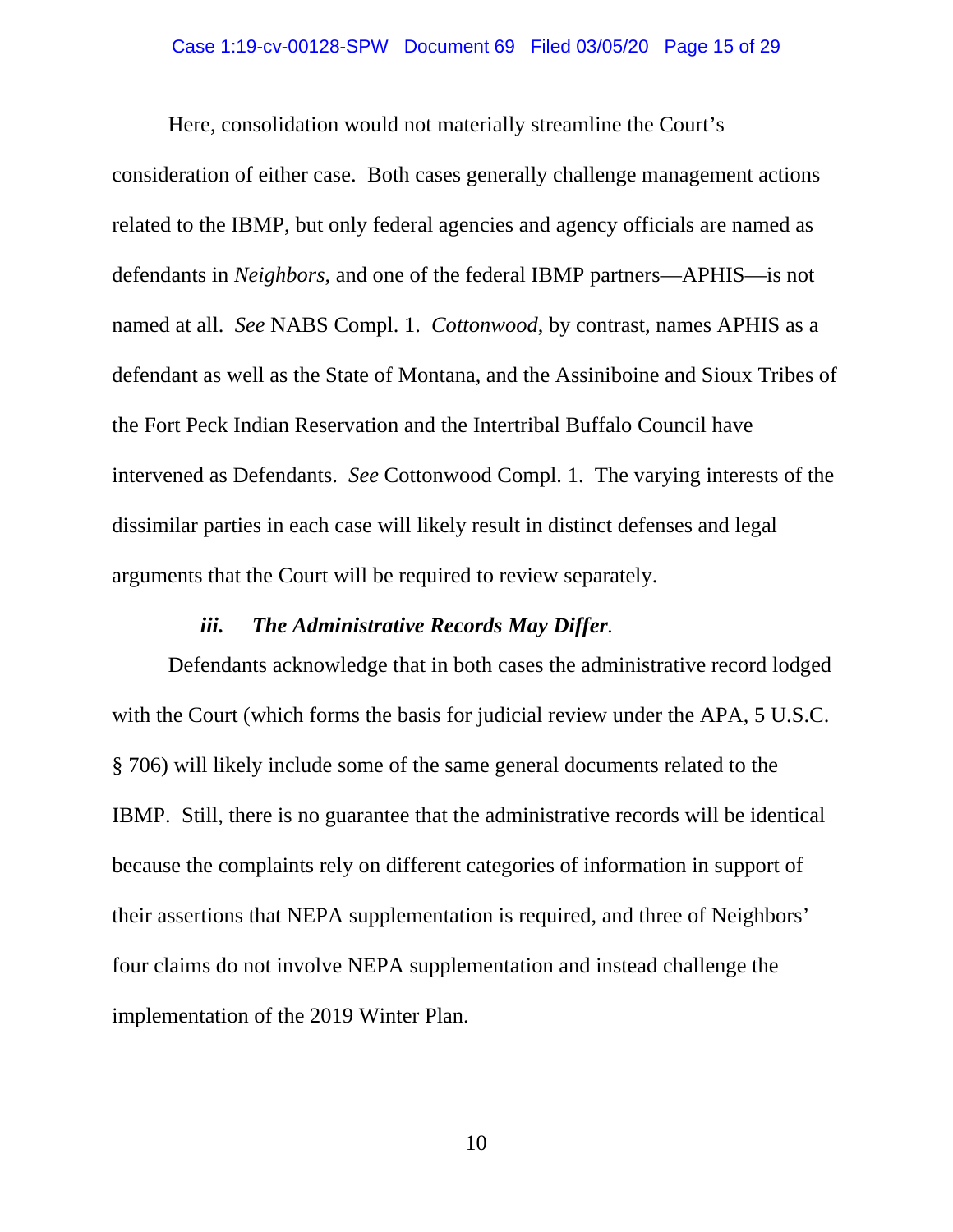Here, consolidation would not materially streamline the Court's consideration of either case. Both cases generally challenge management actions related to the IBMP, but only federal agencies and agency officials are named as defendants in *Neighbors*, and one of the federal IBMP partners—APHIS—is not named at all. *See* NABS Compl. 1. *Cottonwood*, by contrast, names APHIS as a defendant as well as the State of Montana, and the Assiniboine and Sioux Tribes of the Fort Peck Indian Reservation and the Intertribal Buffalo Council have intervened as Defendants. *See* Cottonwood Compl. 1. The varying interests of the dissimilar parties in each case will likely result in distinct defenses and legal arguments that the Court will be required to review separately.

### ***iii. The Administrative Records May Differ.***

Defendants acknowledge that in both cases the administrative record lodged with the Court (which forms the basis for judicial review under the APA, 5 U.S.C. § 706) will likely include some of the same general documents related to the IBMP. Still, there is no guarantee that the administrative records will be identical because the complaints rely on different categories of information in support of their assertions that NEPA supplementation is required, and three of Neighbors' four claims do not involve NEPA supplementation and instead challenge the implementation of the 2019 Winter Plan.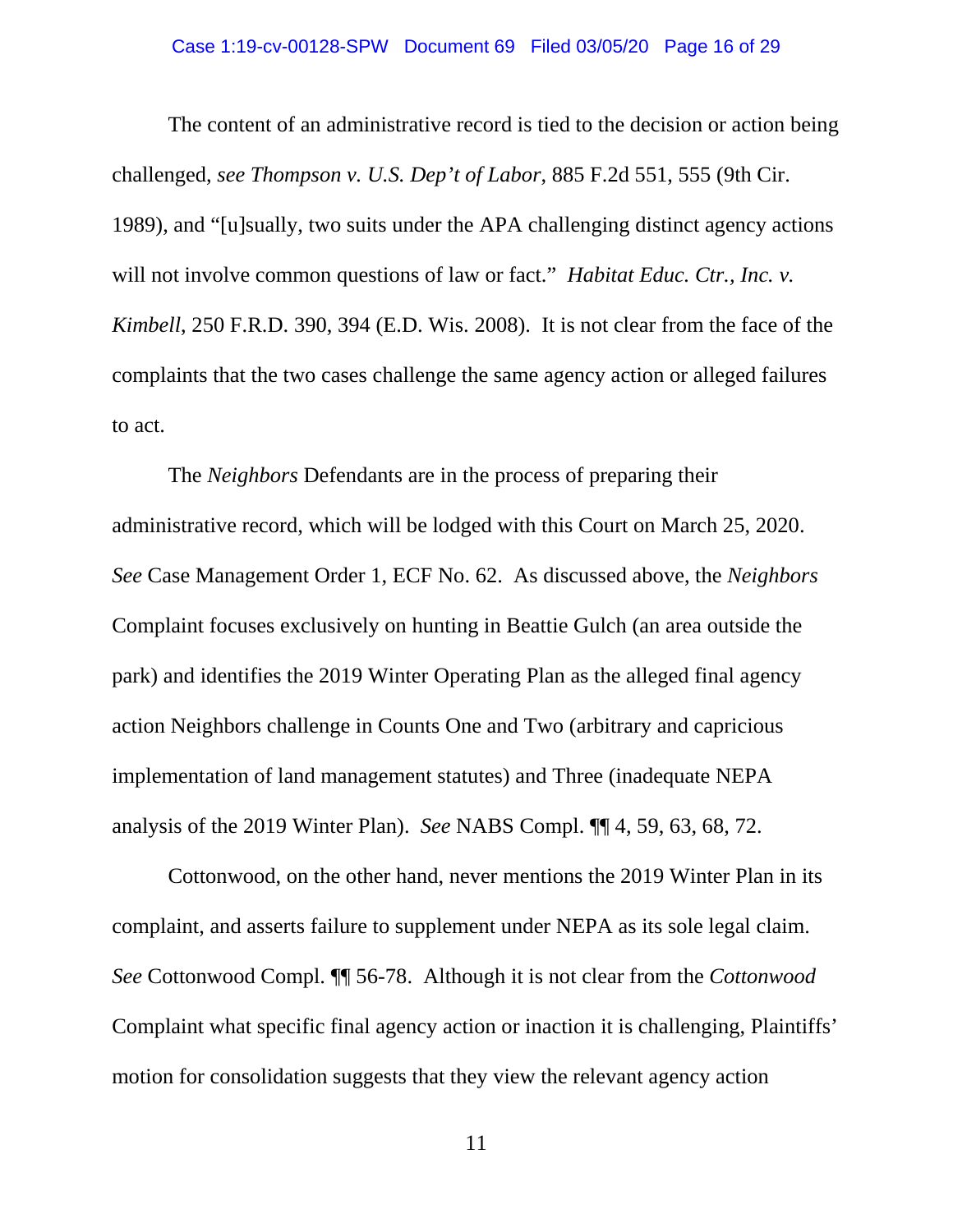The content of an administrative record is tied to the decision or action being challenged, *see Thompson v. U.S. Dep't of Labor*, 885 F.2d 551, 555 (9th Cir. 1989), and "[u]sually, two suits under the APA challenging distinct agency actions will not involve common questions of law or fact." *Habitat Educ. Ctr., Inc. v. Kimbell*, 250 F.R.D. 390, 394 (E.D. Wis. 2008). It is not clear from the face of the complaints that the two cases challenge the same agency action or alleged failures to act.

The *Neighbors* Defendants are in the process of preparing their administrative record, which will be lodged with this Court on March 25, 2020. *See* Case Management Order 1, ECF No. 62. As discussed above, the *Neighbors* Complaint focuses exclusively on hunting in Beattie Gulch (an area outside the park) and identifies the 2019 Winter Operating Plan as the alleged final agency action Neighbors challenge in Counts One and Two (arbitrary and capricious implementation of land management statutes) and Three (inadequate NEPA analysis of the 2019 Winter Plan). *See* NABS Compl. ¶¶ 4, 59, 63, 68, 72.

Cottonwood, on the other hand, never mentions the 2019 Winter Plan in its complaint, and asserts failure to supplement under NEPA as its sole legal claim. *See* Cottonwood Compl. ¶¶ 56-78. Although it is not clear from the *Cottonwood* Complaint what specific final agency action or inaction it is challenging, Plaintiffs' motion for consolidation suggests that they view the relevant agency action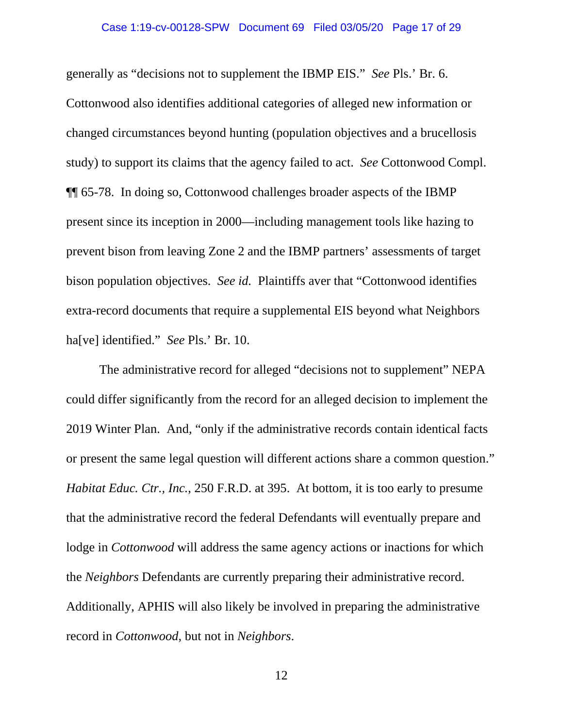generally as "decisions not to supplement the IBMP EIS." *See* Pls.' Br. 6. Cottonwood also identifies additional categories of alleged new information or changed circumstances beyond hunting (population objectives and a brucellosis study) to support its claims that the agency failed to act. *See* Cottonwood Compl. ¶¶ 65-78. In doing so, Cottonwood challenges broader aspects of the IBMP present since its inception in 2000—including management tools like hazing to prevent bison from leaving Zone 2 and the IBMP partners' assessments of target bison population objectives. *See id.* Plaintiffs aver that "Cottonwood identifies extra-record documents that require a supplemental EIS beyond what Neighbors ha[ve] identified." *See* Pls.' Br. 10.

The administrative record for alleged "decisions not to supplement" NEPA could differ significantly from the record for an alleged decision to implement the 2019 Winter Plan. And, "only if the administrative records contain identical facts or present the same legal question will different actions share a common question." *Habitat Educ. Ctr., Inc.*, 250 F.R.D. at 395. At bottom, it is too early to presume that the administrative record the federal Defendants will eventually prepare and lodge in *Cottonwood* will address the same agency actions or inactions for which the *Neighbors* Defendants are currently preparing their administrative record. Additionally, APHIS will also likely be involved in preparing the administrative record in *Cottonwood*, but not in *Neighbors*.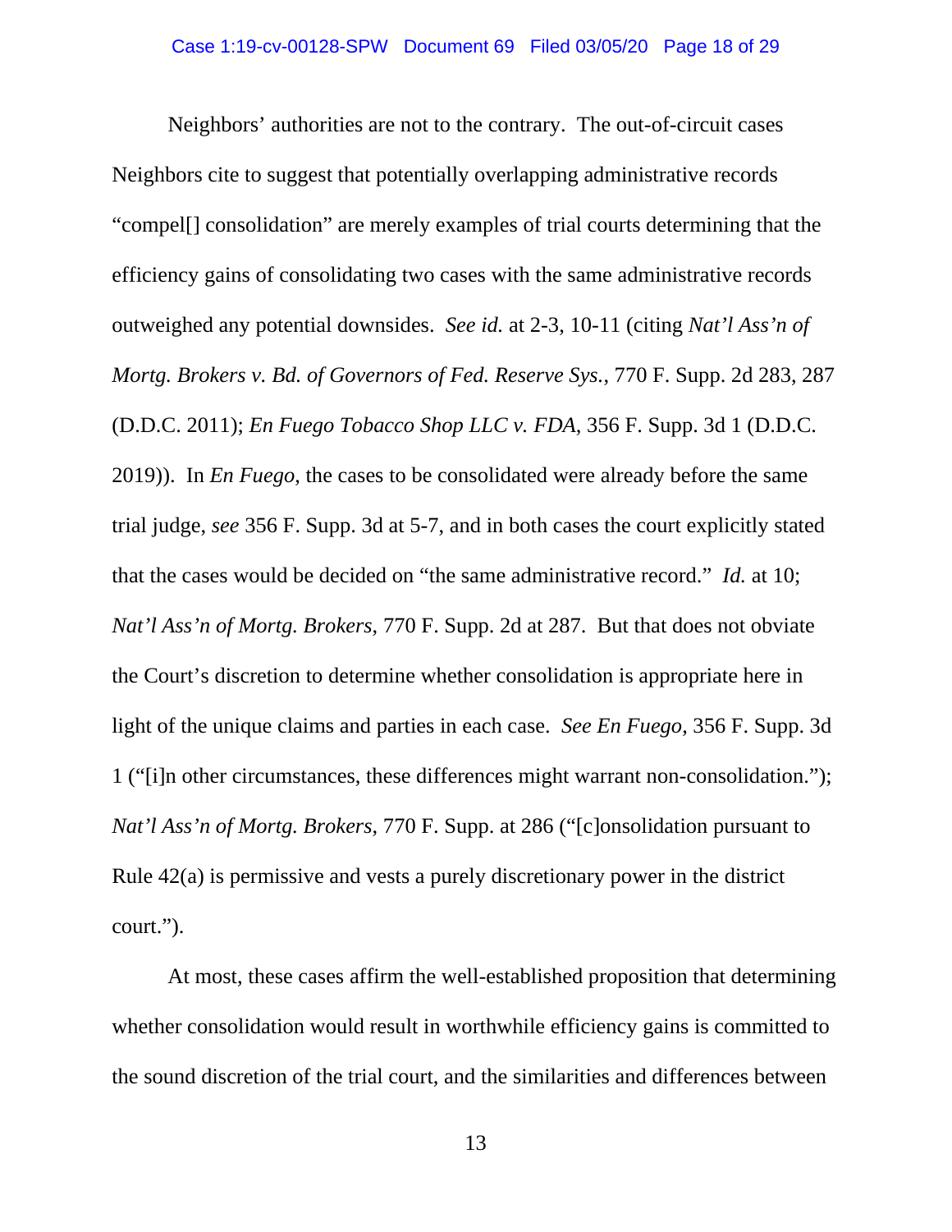Neighbors' authorities are not to the contrary. The out-of-circuit cases Neighbors cite to suggest that potentially overlapping administrative records "compel[] consolidation" are merely examples of trial courts determining that the efficiency gains of consolidating two cases with the same administrative records outweighed any potential downsides. *See id.* at 2-3, 10-11 (citing *Nat'l Ass'n of Mortg. Brokers v. Bd. of Governors of Fed. Reserve Sys.*, 770 F. Supp. 2d 283, 287 (D.D.C. 2011); *En Fuego Tobacco Shop LLC v. FDA*, 356 F. Supp. 3d 1 (D.D.C. 2019)). In *En Fuego*, the cases to be consolidated were already before the same trial judge, *see* 356 F. Supp. 3d at 5-7, and in both cases the court explicitly stated that the cases would be decided on "the same administrative record." *Id.* at 10; *Nat'l Ass'n of Mortg. Brokers*, 770 F. Supp. 2d at 287. But that does not obviate the Court's discretion to determine whether consolidation is appropriate here in light of the unique claims and parties in each case. *See En Fuego*, 356 F. Supp. 3d 1 ("[i]n other circumstances, these differences might warrant non-consolidation."); *Nat'l Ass'n of Mortg. Brokers*, 770 F. Supp. at 286 ("[c]onsolidation pursuant to Rule 42(a) is permissive and vests a purely discretionary power in the district court.").

At most, these cases affirm the well-established proposition that determining whether consolidation would result in worthwhile efficiency gains is committed to the sound discretion of the trial court, and the similarities and differences between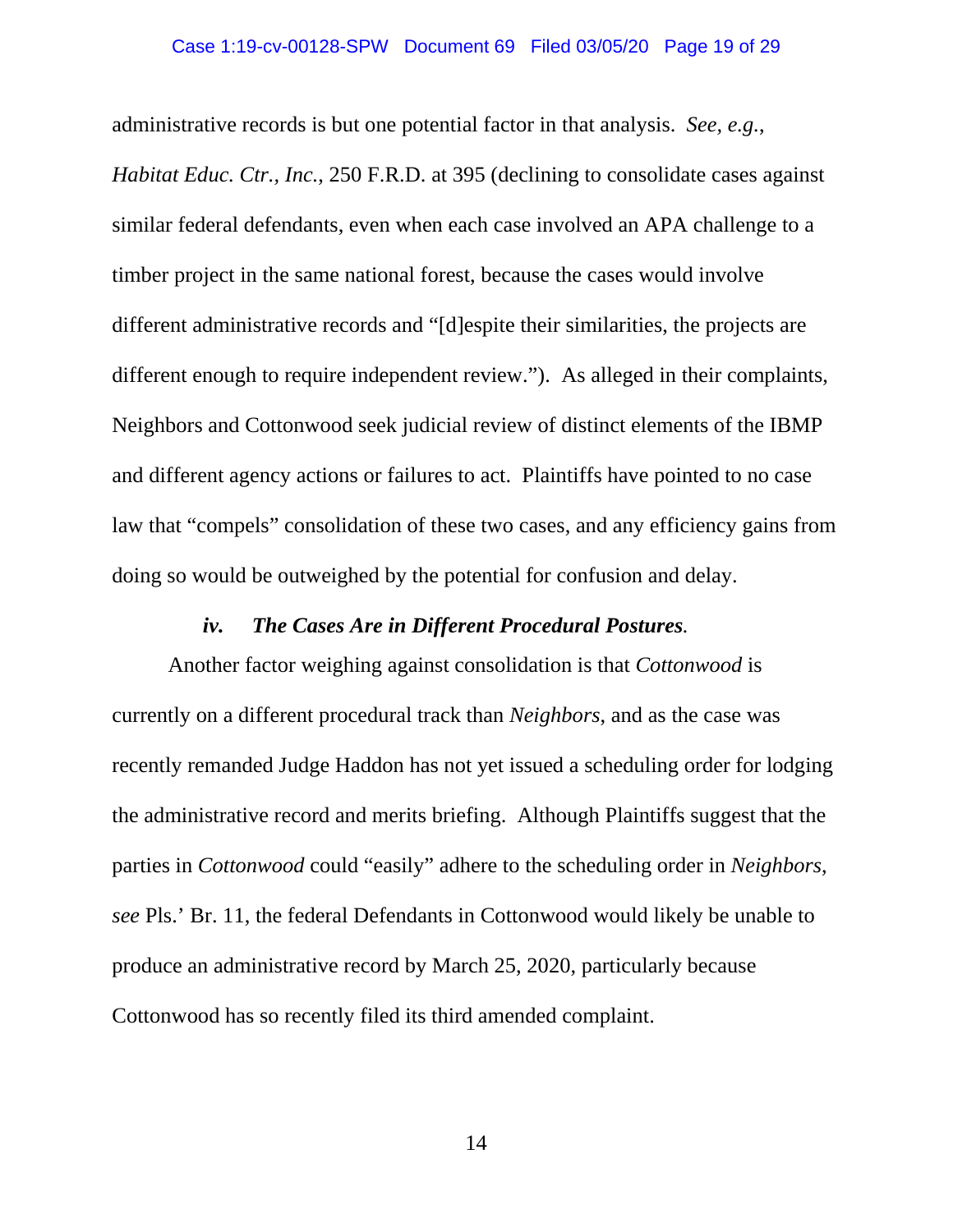administrative records is but one potential factor in that analysis. *See, e.g.*, *Habitat Educ. Ctr., Inc.*, 250 F.R.D. at 395 (declining to consolidate cases against similar federal defendants, even when each case involved an APA challenge to a timber project in the same national forest, because the cases would involve different administrative records and "[d]espite their similarities, the projects are different enough to require independent review."). As alleged in their complaints, Neighbors and Cottonwood seek judicial review of distinct elements of the IBMP and different agency actions or failures to act. Plaintiffs have pointed to no case law that "compels" consolidation of these two cases, and any efficiency gains from doing so would be outweighed by the potential for confusion and delay.

### ***iv. The Cases Are in Different Procedural Postures.***

Another factor weighing against consolidation is that *Cottonwood* is currently on a different procedural track than *Neighbors*, and as the case was recently remanded Judge Haddon has not yet issued a scheduling order for lodging the administrative record and merits briefing. Although Plaintiffs suggest that the parties in *Cottonwood* could "easily" adhere to the scheduling order in *Neighbors*, *see* Pls.' Br. 11, the federal Defendants in Cottonwood would likely be unable to produce an administrative record by March 25, 2020, particularly because Cottonwood has so recently filed its third amended complaint.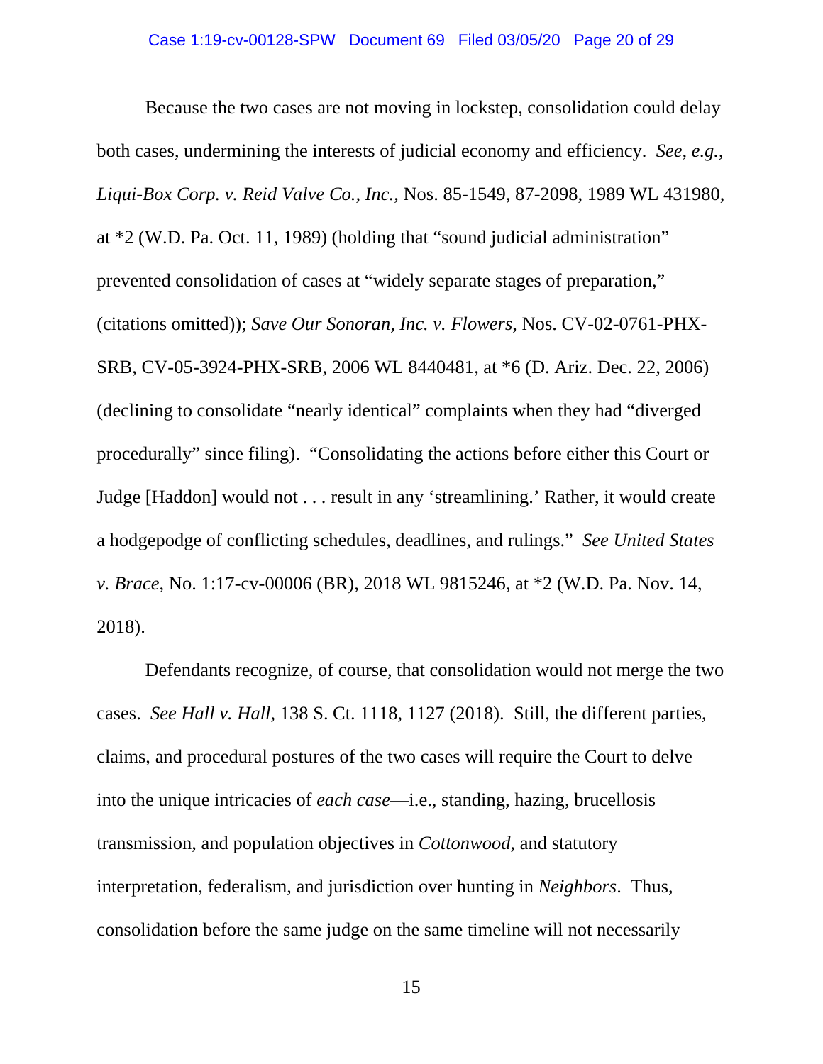Because the two cases are not moving in lockstep, consolidation could delay both cases, undermining the interests of judicial economy and efficiency. *See, e.g.*, *Liqui-Box Corp. v. Reid Valve Co., Inc.*, Nos. 85-1549, 87-2098, 1989 WL 431980, at *2 (W.D. Pa. Oct. 11, 1989) (holding that "sound judicial administration" prevented consolidation of cases at "widely separate stages of preparation," (citations omitted)); *Save Our Sonoran, Inc. v. Flowers*, Nos. CV-02-0761-PHX-SRB, CV-05-3924-PHX-SRB, 2006 WL 8440481, at *6 (D. Ariz. Dec. 22, 2006) (declining to consolidate "nearly identical" complaints when they had "diverged procedurally" since filing). "Consolidating the actions before either this Court or Judge [Haddon] would not . . . result in any 'streamlining.' Rather, it would create a hodgepodge of conflicting schedules, deadlines, and rulings." *See United States v. Brace*, No. 1:17-cv-00006 (BR), 2018 WL 9815246, at *2 (W.D. Pa. Nov. 14, 2018).

Defendants recognize, of course, that consolidation would not merge the two cases. *See Hall v. Hall*, 138 S. Ct. 1118, 1127 (2018). Still, the different parties, claims, and procedural postures of the two cases will require the Court to delve into the unique intricacies of *each case*—i.e., standing, hazing, brucellosis transmission, and population objectives in *Cottonwood*, and statutory interpretation, federalism, and jurisdiction over hunting in *Neighbors*. Thus, consolidation before the same judge on the same timeline will not necessarily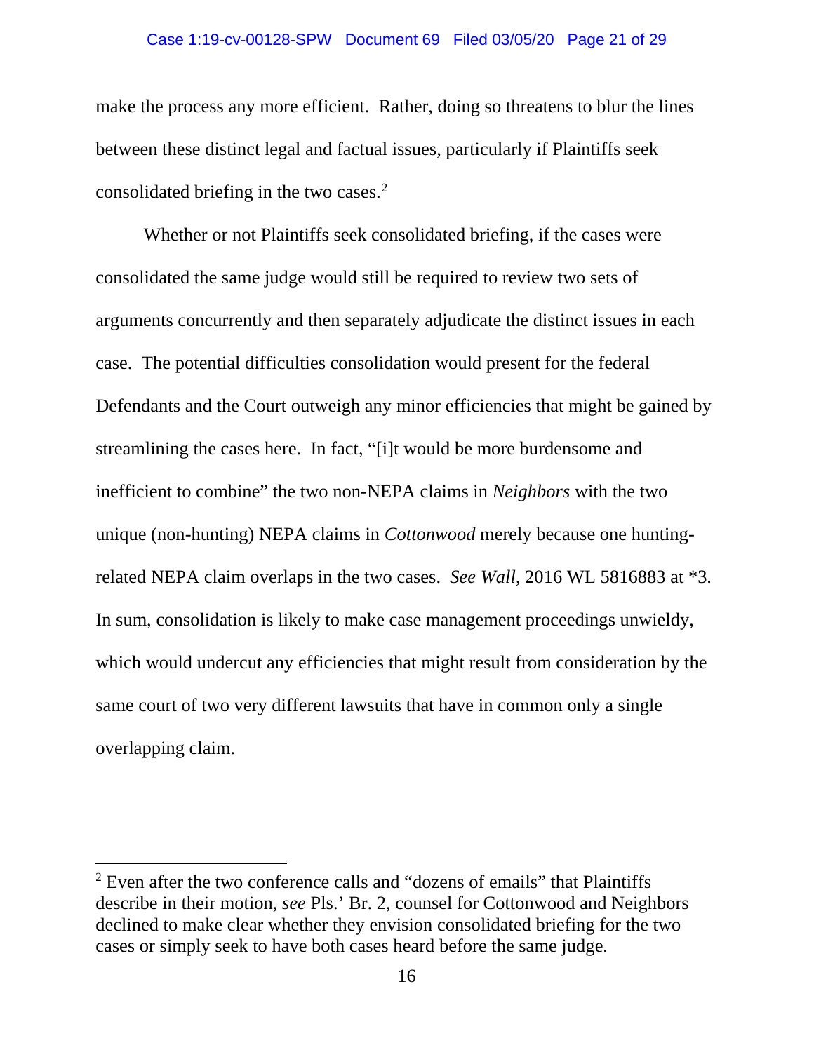make the process any more efficient. Rather, doing so threatens to blur the lines between these distinct legal and factual issues, particularly if Plaintiffs seek consolidated briefing in the two cases.[2]

Whether or not Plaintiffs seek consolidated briefing, if the cases were consolidated the same judge would still be required to review two sets of arguments concurrently and then separately adjudicate the distinct issues in each case. The potential difficulties consolidation would present for the federal Defendants and the Court outweigh any minor efficiencies that might be gained by streamlining the cases here. In fact, "[i]t would be more burdensome and inefficient to combine" the two non-NEPA claims in *Neighbors* with the two unique (non-hunting) NEPA claims in *Cottonwood* merely because one hunting-related NEPA claim overlaps in the two cases. *See Wall*, 2016 WL 5816883 at *3. In sum, consolidation is likely to make case management proceedings unwieldy, which would undercut any efficiencies that might result from consideration by the same court of two very different lawsuits that have in common only a single overlapping claim.

---

[2] Even after the two conference calls and "dozens of emails" that Plaintiffs describe in their motion, *see* Pls.' Br. 2, counsel for Cottonwood and Neighbors declined to make clear whether they envision consolidated briefing for the two cases or simply seek to have both cases heard before the same judge.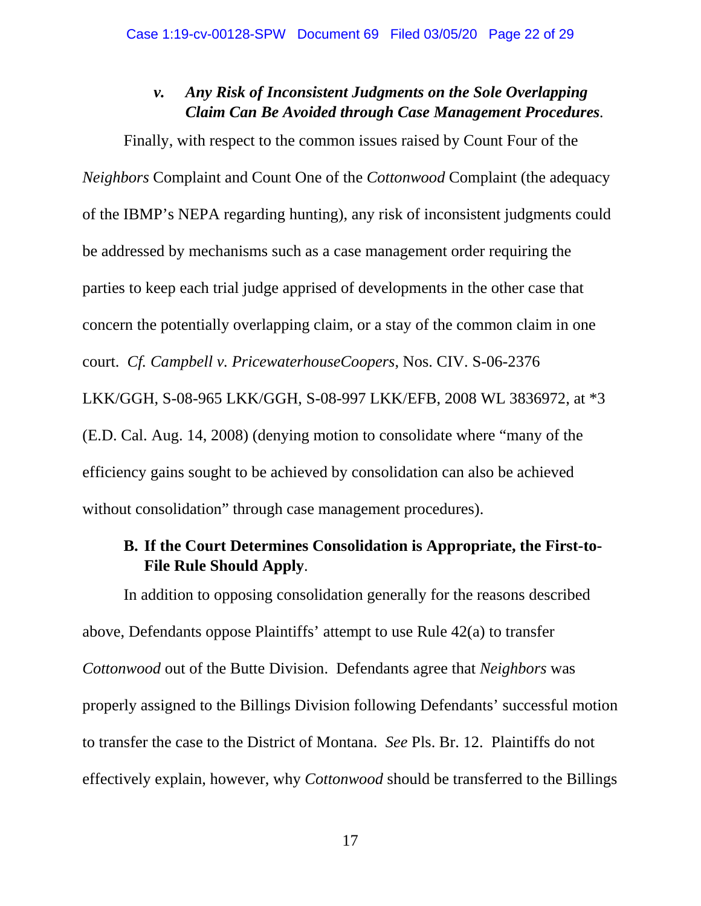#### *v. Any Risk of Inconsistent Judgments on the Sole Overlapping Claim Can Be Avoided through Case Management Procedures.*

Finally, with respect to the common issues raised by Count Four of the *Neighbors* Complaint and Count One of the *Cottonwood* Complaint (the adequacy of the IBMP's NEPA regarding hunting), any risk of inconsistent judgments could be addressed by mechanisms such as a case management order requiring the parties to keep each trial judge apprised of developments in the other case that concern the potentially overlapping claim, or a stay of the common claim in one court. *Cf. Campbell v. PricewaterhouseCoopers*, Nos. CIV. S-06-2376 LKK/GGH, S-08-965 LKK/GGH, S-08-997 LKK/EFB, 2008 WL 3836972, at *3 (E.D. Cal. Aug. 14, 2008) (denying motion to consolidate where "many of the efficiency gains sought to be achieved by consolidation can also be achieved without consolidation" through case management procedures).

### B. If the Court Determines Consolidation is Appropriate, the First-to-File Rule Should Apply.

In addition to opposing consolidation generally for the reasons described above, Defendants oppose Plaintiffs' attempt to use Rule 42(a) to transfer *Cottonwood* out of the Butte Division. Defendants agree that *Neighbors* was properly assigned to the Billings Division following Defendants' successful motion to transfer the case to the District of Montana. *See* Pls. Br. 12. Plaintiffs do not effectively explain, however, why *Cottonwood* should be transferred to the Billings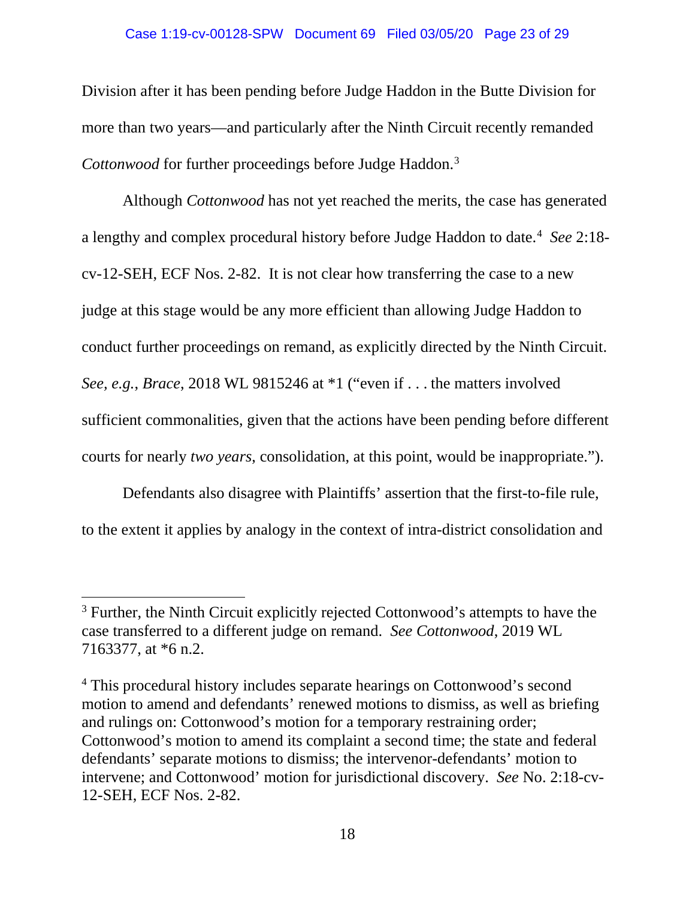Division after it has been pending before Judge Haddon in the Butte Division for more than two years—and particularly after the Ninth Circuit recently remanded *Cottonwood* for further proceedings before Judge Haddon.[3]

Although *Cottonwood* has not yet reached the merits, the case has generated a lengthy and complex procedural history before Judge Haddon to date.[4] *See* 2:18-cv-12-SEH, ECF Nos. 2-82. It is not clear how transferring the case to a new judge at this stage would be any more efficient than allowing Judge Haddon to conduct further proceedings on remand, as explicitly directed by the Ninth Circuit. *See, e.g.*, *Brace*, 2018 WL 9815246 at *1 ("even if . . . the matters involved sufficient commonalities, given that the actions have been pending before different courts for nearly *two years*, consolidation, at this point, would be inappropriate.").

Defendants also disagree with Plaintiffs' assertion that the first-to-file rule, to the extent it applies by analogy in the context of intra-district consolidation and

---

[3] Further, the Ninth Circuit explicitly rejected Cottonwood's attempts to have the case transferred to a different judge on remand. *See Cottonwood*, 2019 WL 7163377, at *6 n.2.

[4] This procedural history includes separate hearings on Cottonwood's second motion to amend and defendants' renewed motions to dismiss, as well as briefing and rulings on: Cottonwood's motion for a temporary restraining order; Cottonwood's motion to amend its complaint a second time; the state and federal defendants' separate motions to dismiss; the intervenor-defendants' motion to intervene; and Cottonwood' motion for jurisdictional discovery. *See* No. 2:18-cv-12-SEH, ECF Nos. 2-82.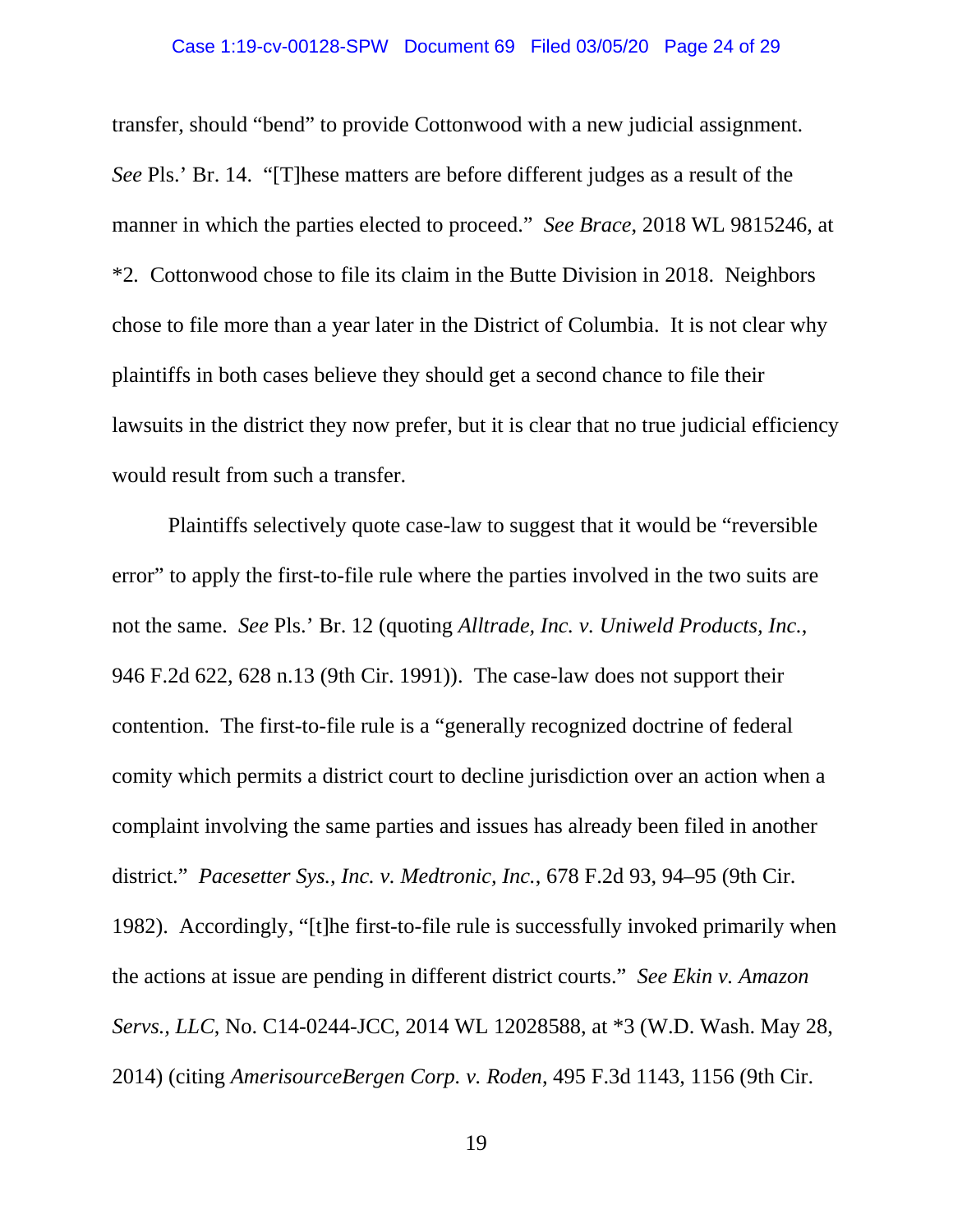transfer, should "bend" to provide Cottonwood with a new judicial assignment. *See* Pls.' Br. 14. "[T]hese matters are before different judges as a result of the manner in which the parties elected to proceed." *See Brace*, 2018 WL 9815246, at *2. Cottonwood chose to file its claim in the Butte Division in 2018. Neighbors chose to file more than a year later in the District of Columbia. It is not clear why plaintiffs in both cases believe they should get a second chance to file their lawsuits in the district they now prefer, but it is clear that no true judicial efficiency would result from such a transfer.

Plaintiffs selectively quote case-law to suggest that it would be "reversible error" to apply the first-to-file rule where the parties involved in the two suits are not the same. *See* Pls.' Br. 12 (quoting *Alltrade, Inc. v. Uniweld Products, Inc.*, 946 F.2d 622, 628 n.13 (9th Cir. 1991)). The case-law does not support their contention. The first-to-file rule is a "generally recognized doctrine of federal comity which permits a district court to decline jurisdiction over an action when a complaint involving the same parties and issues has already been filed in another district." *Pacesetter Sys., Inc. v. Medtronic, Inc.*, 678 F.2d 93, 94–95 (9th Cir. 1982). Accordingly, "[t]he first-to-file rule is successfully invoked primarily when the actions at issue are pending in different district courts." *See Ekin v. Amazon Servs., LLC*, No. C14-0244-JCC, 2014 WL 12028588, at *3 (W.D. Wash. May 28, 2014) (citing *AmerisourceBergen Corp. v. Roden*, 495 F.3d 1143, 1156 (9th Cir.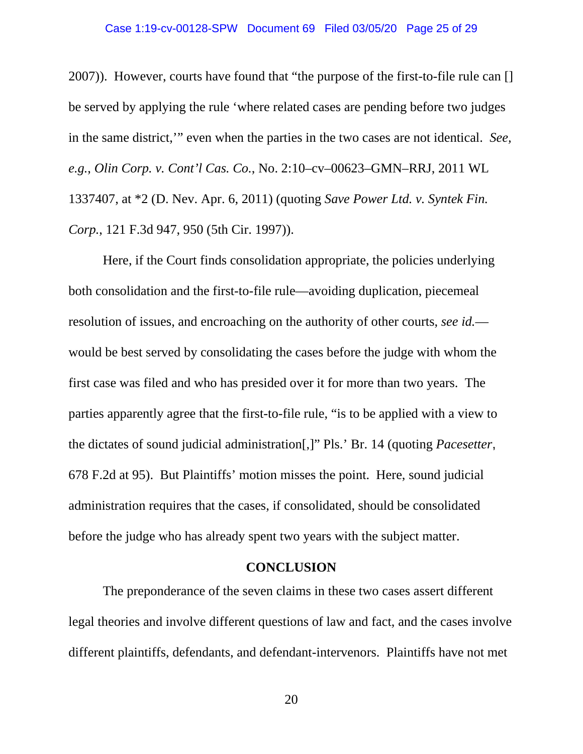2007)). However, courts have found that "the purpose of the first-to-file rule can [] be served by applying the rule 'where related cases are pending before two judges in the same district,'" even when the parties in the two cases are not identical. *See, e.g.*, *Olin Corp. v. Cont'l Cas. Co.*, No. 2:10–cv–00623–GMN–RRJ, 2011 WL 1337407, at *2 (D. Nev. Apr. 6, 2011) (quoting *Save Power Ltd. v. Syntek Fin. Corp.*, 121 F.3d 947, 950 (5th Cir. 1997)).

Here, if the Court finds consolidation appropriate, the policies underlying both consolidation and the first-to-file rule—avoiding duplication, piecemeal resolution of issues, and encroaching on the authority of other courts, *see id.*—would be best served by consolidating the cases before the judge with whom the first case was filed and who has presided over it for more than two years. The parties apparently agree that the first-to-file rule, "is to be applied with a view to the dictates of sound judicial administration[,]" Pls.' Br. 14 (quoting *Pacesetter*, 678 F.2d at 95). But Plaintiffs' motion misses the point. Here, sound judicial administration requires that the cases, if consolidated, should be consolidated before the judge who has already spent two years with the subject matter.

## CONCLUSION

The preponderance of the seven claims in these two cases assert different legal theories and involve different questions of law and fact, and the cases involve different plaintiffs, defendants, and defendant-intervenors. Plaintiffs have not met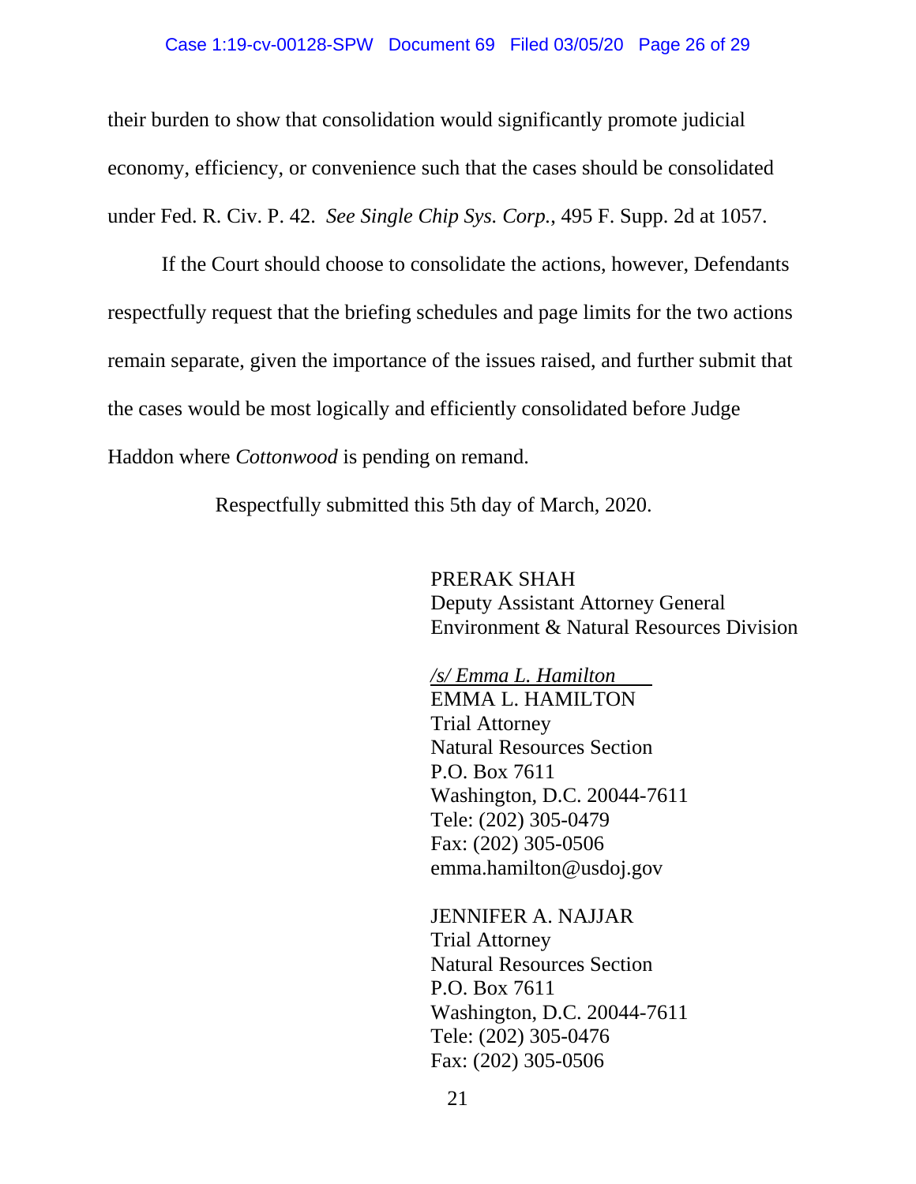their burden to show that consolidation would significantly promote judicial economy, efficiency, or convenience such that the cases should be consolidated under Fed. R. Civ. P. 42. *See Single Chip Sys. Corp.*, 495 F. Supp. 2d at 1057.

If the Court should choose to consolidate the actions, however, Defendants respectfully request that the briefing schedules and page limits for the two actions remain separate, given the importance of the issues raised, and further submit that the cases would be most logically and efficiently consolidated before Judge Haddon where *Cottonwood* is pending on remand.

Respectfully submitted this 5th day of March, 2020.

PRERAK SHAH
Deputy Assistant Attorney General
Environment & Natural Resources Division

*/s/ Emma L. Hamilton*
EMMA L. HAMILTON
Trial Attorney
Natural Resources Section
P.O. Box 7611
Washington, D.C. 20044-7611
Tele: (202) 305-0479
Fax: (202) 305-0506
emma.hamilton@usdoj.gov

JENNIFER A. NAJJAR
Trial Attorney
Natural Resources Section
P.O. Box 7611
Washington, D.C. 20044-7611
Tele: (202) 305-0476
Fax: (202) 305-0506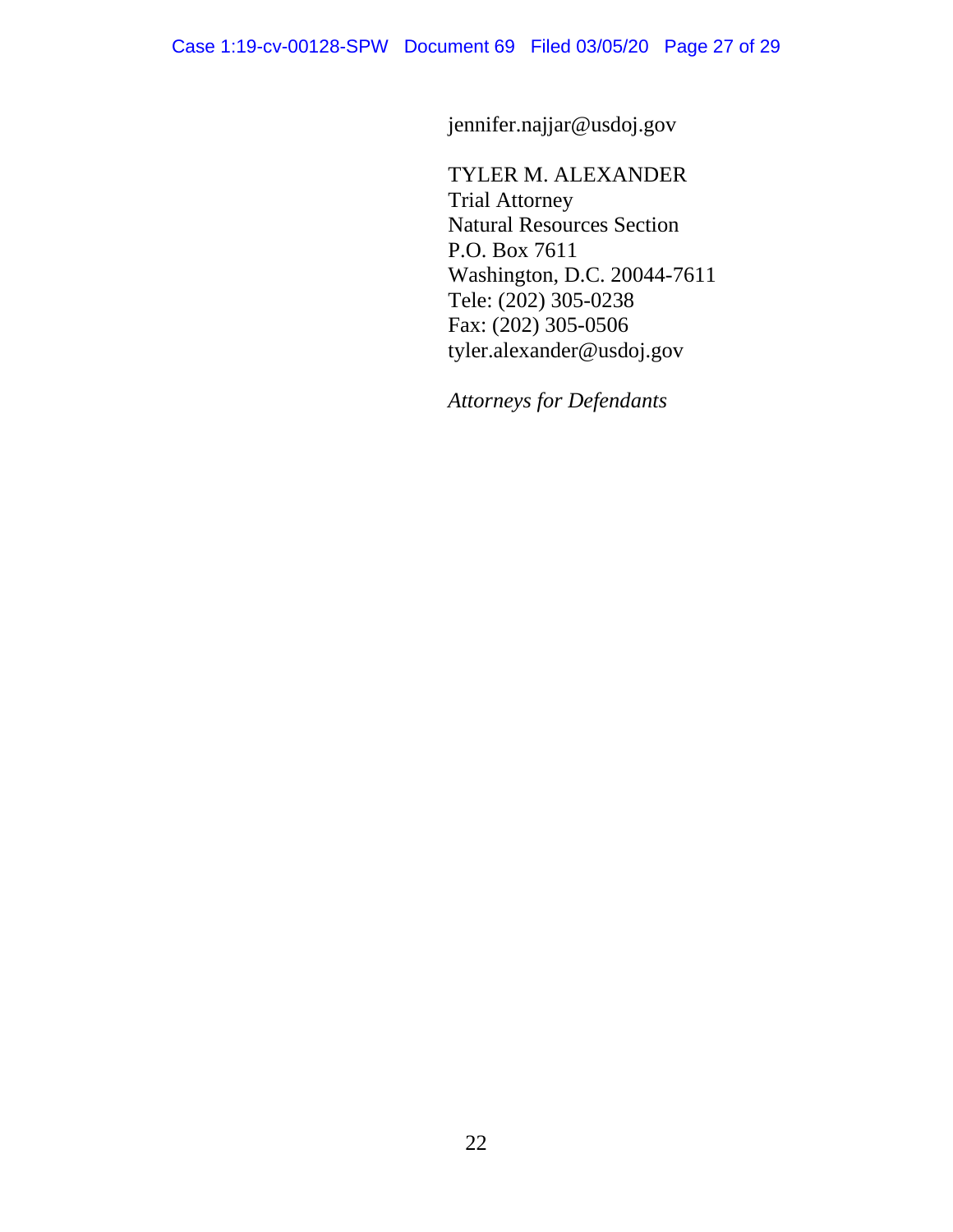jennifer.najjar@usdoj.gov

TYLER M. ALEXANDER
Trial Attorney
Natural Resources Section
P.O. Box 7611
Washington, D.C. 20044-7611
Tele: (202) 305-0238
Fax: (202) 305-0506
tyler.alexander@usdoj.gov

*Attorneys for Defendants*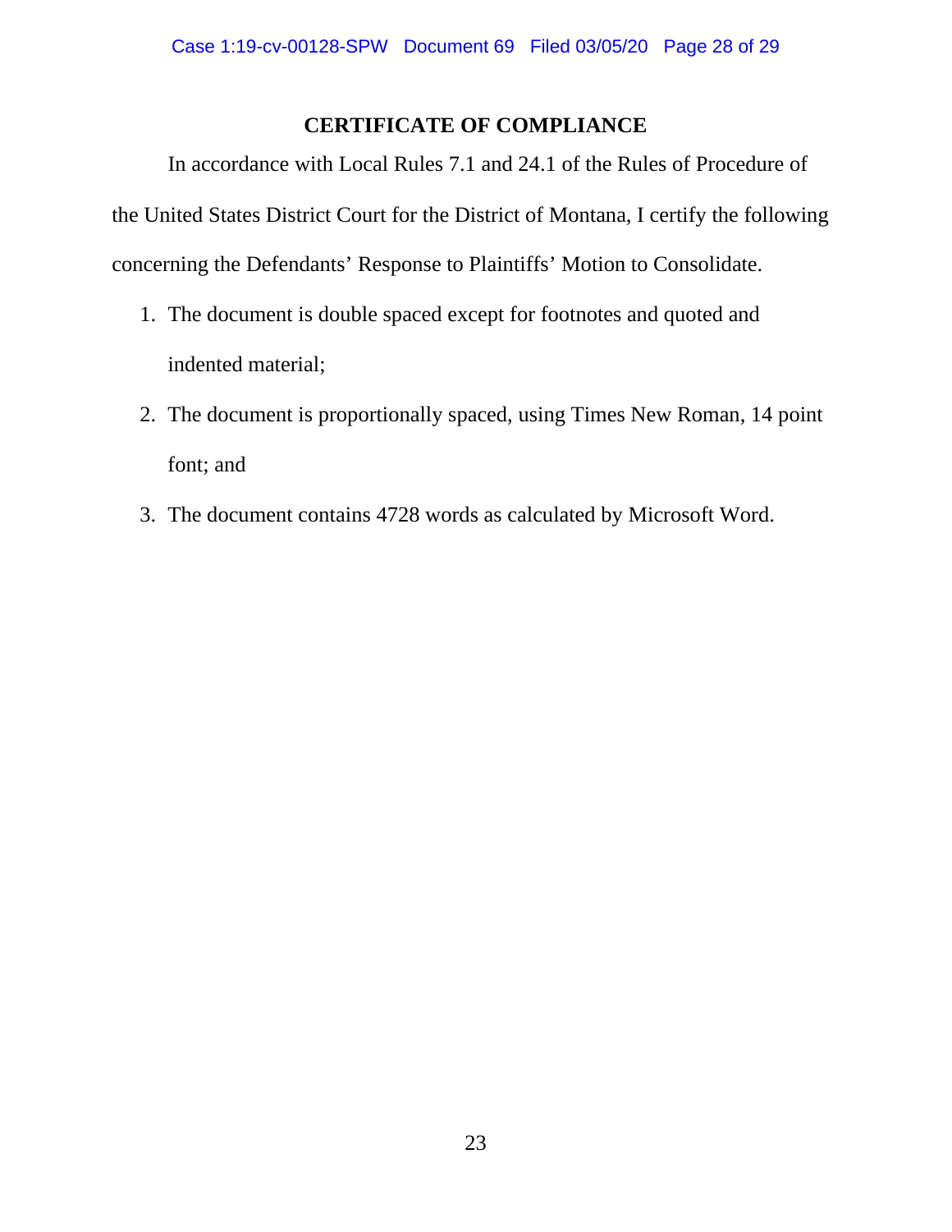## CERTIFICATE OF COMPLIANCE

In accordance with Local Rules 7.1 and 24.1 of the Rules of Procedure of the United States District Court for the District of Montana, I certify the following concerning the Defendants' Response to Plaintiffs' Motion to Consolidate.

1. The document is double spaced except for footnotes and quoted and indented material;
2. The document is proportionally spaced, using Times New Roman, 14 point font; and
3. The document contains 4728 words as calculated by Microsoft Word.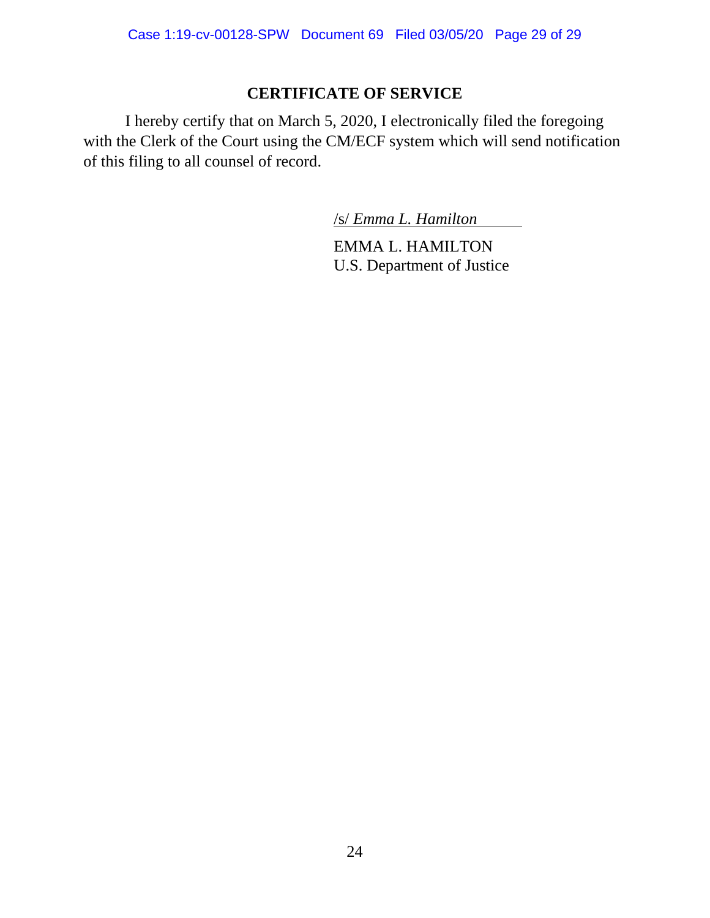## CERTIFICATE OF SERVICE

I hereby certify that on March 5, 2020, I electronically filed the foregoing with the Clerk of the Court using the CM/ECF system which will send notification of this filing to all counsel of record.

/s/ *Emma L. Hamilton*

EMMA L. HAMILTON
U.S. Department of Justice